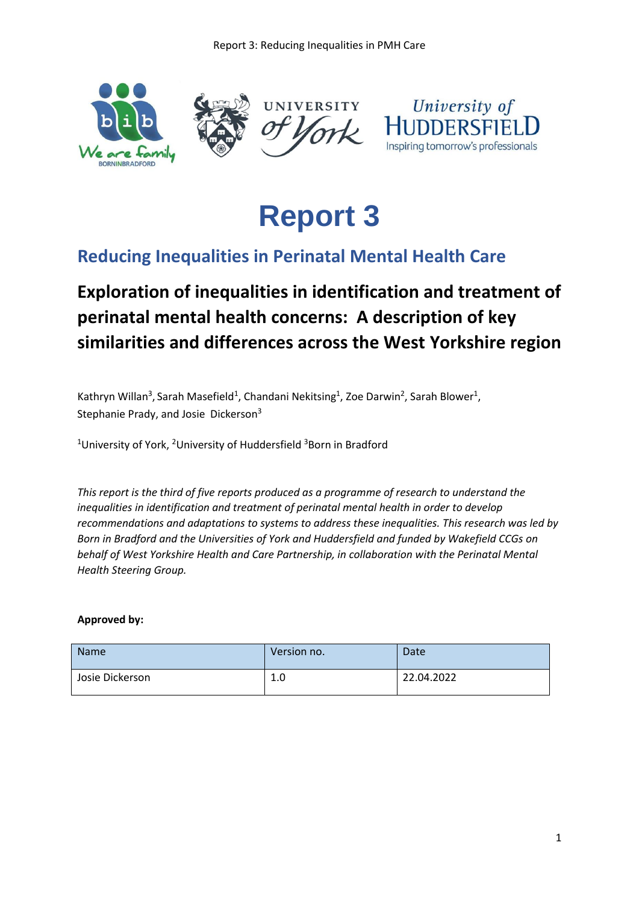# Report 3

## Reducing Inequalities in Perinatal Mental Health Care

### Exploration of inequalities in identification and treatment of perinatal mental health concerns: A description of key similarities and differences across the West Yorkshire region

Kathryn Willan[3], Sarah Masefield[1], Chandani Nekitsing[1], Zoe Darwin[2], Sarah Blower[1], Stephanie Prady, and Josie Dickerson[3]

[1]University of York, [2]University of Huddersfield [3]Born in Bradford

*This report is the third of five reports produced as a programme of research to understand the inequalities in identification and treatment of perinatal mental health in order to develop recommendations and adaptations to systems to address these inequalities. This research was led by Born in Bradford and the Universities of York and Huddersfield and funded by Wakefield CCGs on behalf of West Yorkshire Health and Care Partnership, in collaboration with the Perinatal Mental Health Steering Group.*

**Approved by:**

| Name | Version no. | Date |
|---|---|---|
| Josie Dickerson | 1.0 | 22.04.2022 |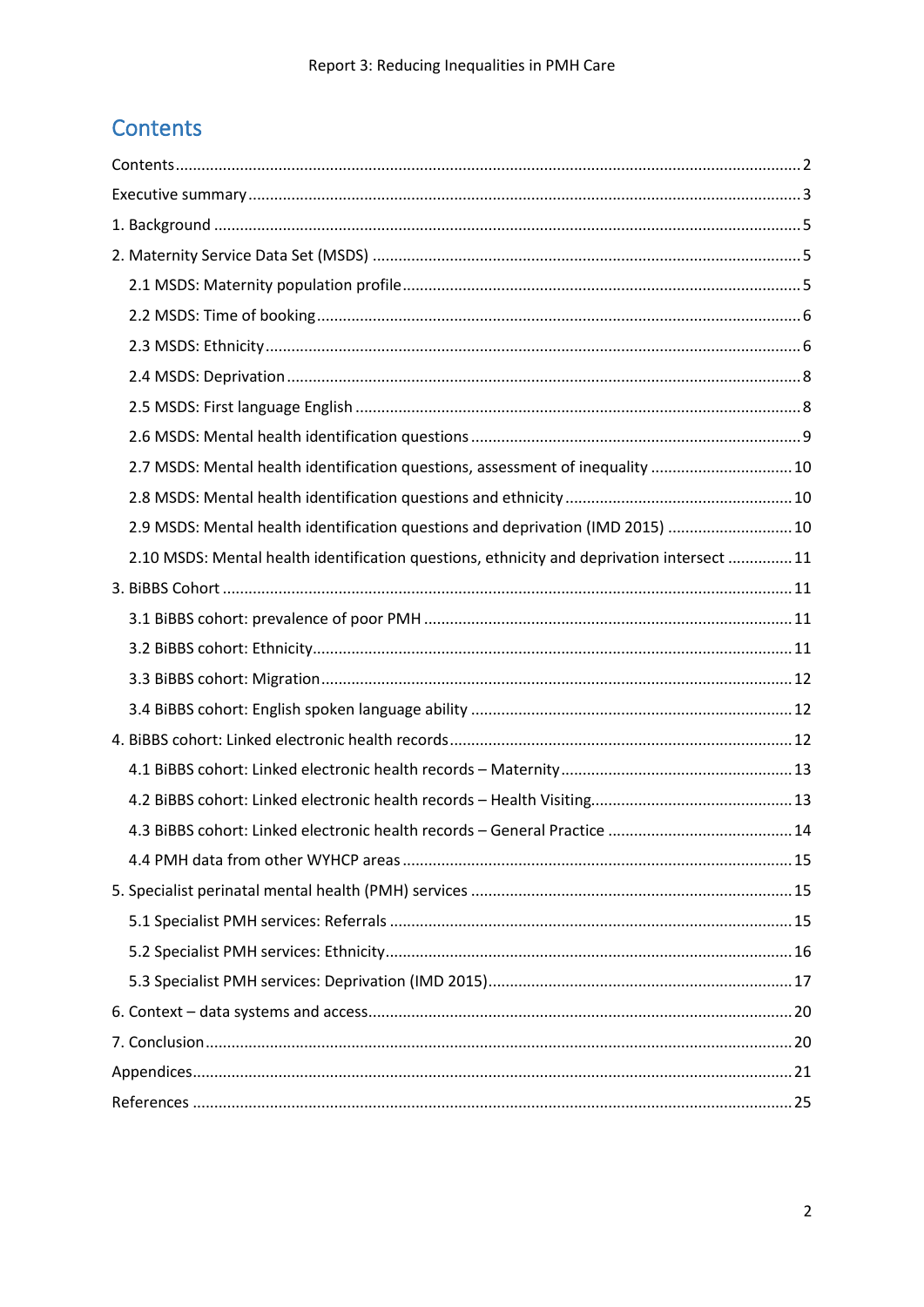# Contents

Contents ........ 2
Executive summary ........ 3
1. Background ........ 5
2. Maternity Service Data Set (MSDS) ........ 5
  2.1 MSDS: Maternity population profile ........ 5
  2.2 MSDS: Time of booking ........ 6
  2.3 MSDS: Ethnicity ........ 6
  2.4 MSDS: Deprivation ........ 8
  2.5 MSDS: First language English ........ 8
  2.6 MSDS: Mental health identification questions ........ 9
  2.7 MSDS: Mental health identification questions, assessment of inequality ........ 10
  2.8 MSDS: Mental health identification questions and ethnicity ........ 10
  2.9 MSDS: Mental health identification questions and deprivation (IMD 2015) ........ 10
  2.10 MSDS: Mental health identification questions, ethnicity and deprivation intersect ........ 11
3. BiBBS Cohort ........ 11
  3.1 BiBBS cohort: prevalence of poor PMH ........ 11
  3.2 BiBBS cohort: Ethnicity ........ 11
  3.3 BiBBS cohort: Migration ........ 12
  3.4 BiBBS cohort: English spoken language ability ........ 12
4. BiBBS cohort: Linked electronic health records ........ 12
  4.1 BiBBS cohort: Linked electronic health records – Maternity ........ 13
  4.2 BiBBS cohort: Linked electronic health records – Health Visiting ........ 13
  4.3 BiBBS cohort: Linked electronic health records – General Practice ........ 14
  4.4 PMH data from other WYHCP areas ........ 15
5. Specialist perinatal mental health (PMH) services ........ 15
  5.1 Specialist PMH services: Referrals ........ 15
  5.2 Specialist PMH services: Ethnicity ........ 16
  5.3 Specialist PMH services: Deprivation (IMD 2015) ........ 17
6. Context – data systems and access ........ 20
7. Conclusion ........ 20
Appendices ........ 21
References ........ 25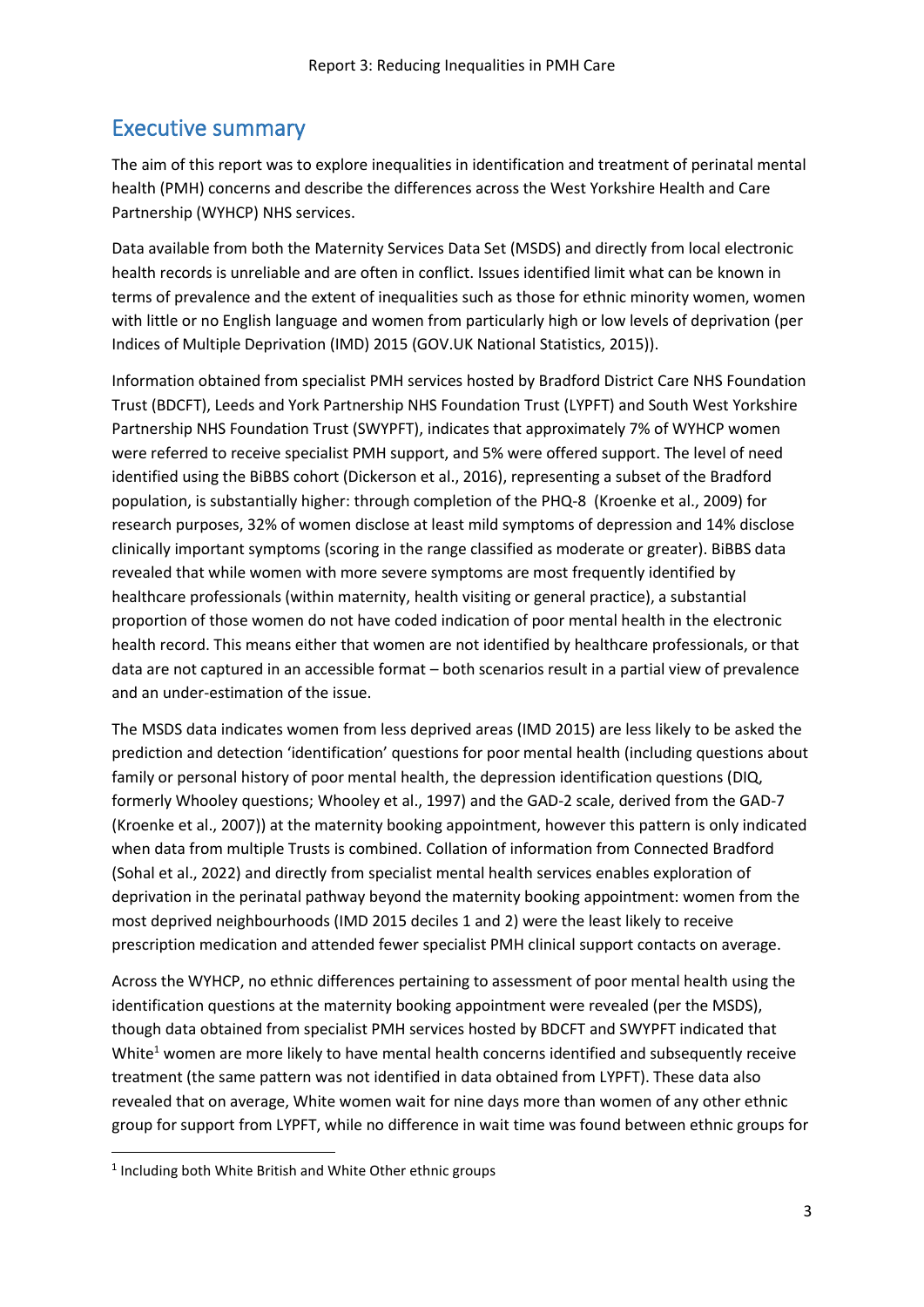## Executive summary

The aim of this report was to explore inequalities in identification and treatment of perinatal mental health (PMH) concerns and describe the differences across the West Yorkshire Health and Care Partnership (WYHCP) NHS services.

Data available from both the Maternity Services Data Set (MSDS) and directly from local electronic health records is unreliable and are often in conflict. Issues identified limit what can be known in terms of prevalence and the extent of inequalities such as those for ethnic minority women, women with little or no English language and women from particularly high or low levels of deprivation (per Indices of Multiple Deprivation (IMD) 2015 (GOV.UK National Statistics, 2015)).

Information obtained from specialist PMH services hosted by Bradford District Care NHS Foundation Trust (BDCFT), Leeds and York Partnership NHS Foundation Trust (LYPFT) and South West Yorkshire Partnership NHS Foundation Trust (SWYPFT), indicates that approximately 7% of WYHCP women were referred to receive specialist PMH support, and 5% were offered support. The level of need identified using the BiBBS cohort (Dickerson et al., 2016), representing a subset of the Bradford population, is substantially higher: through completion of the PHQ-8 (Kroenke et al., 2009) for research purposes, 32% of women disclose at least mild symptoms of depression and 14% disclose clinically important symptoms (scoring in the range classified as moderate or greater). BiBBS data revealed that while women with more severe symptoms are most frequently identified by healthcare professionals (within maternity, health visiting or general practice), a substantial proportion of those women do not have coded indication of poor mental health in the electronic health record. This means either that women are not identified by healthcare professionals, or that data are not captured in an accessible format – both scenarios result in a partial view of prevalence and an under-estimation of the issue.

The MSDS data indicates women from less deprived areas (IMD 2015) are less likely to be asked the prediction and detection 'identification' questions for poor mental health (including questions about family or personal history of poor mental health, the depression identification questions (DIQ, formerly Whooley questions; Whooley et al., 1997) and the GAD-2 scale, derived from the GAD-7 (Kroenke et al., 2007)) at the maternity booking appointment, however this pattern is only indicated when data from multiple Trusts is combined. Collation of information from Connected Bradford (Sohal et al., 2022) and directly from specialist mental health services enables exploration of deprivation in the perinatal pathway beyond the maternity booking appointment: women from the most deprived neighbourhoods (IMD 2015 deciles 1 and 2) were the least likely to receive prescription medication and attended fewer specialist PMH clinical support contacts on average.

Across the WYHCP, no ethnic differences pertaining to assessment of poor mental health using the identification questions at the maternity booking appointment were revealed (per the MSDS), though data obtained from specialist PMH services hosted by BDCFT and SWYPFT indicated that White[1] women are more likely to have mental health concerns identified and subsequently receive treatment (the same pattern was not identified in data obtained from LYPFT). These data also revealed that on average, White women wait for nine days more than women of any other ethnic group for support from LYPFT, while no difference in wait time was found between ethnic groups for

[1] Including both White British and White Other ethnic groups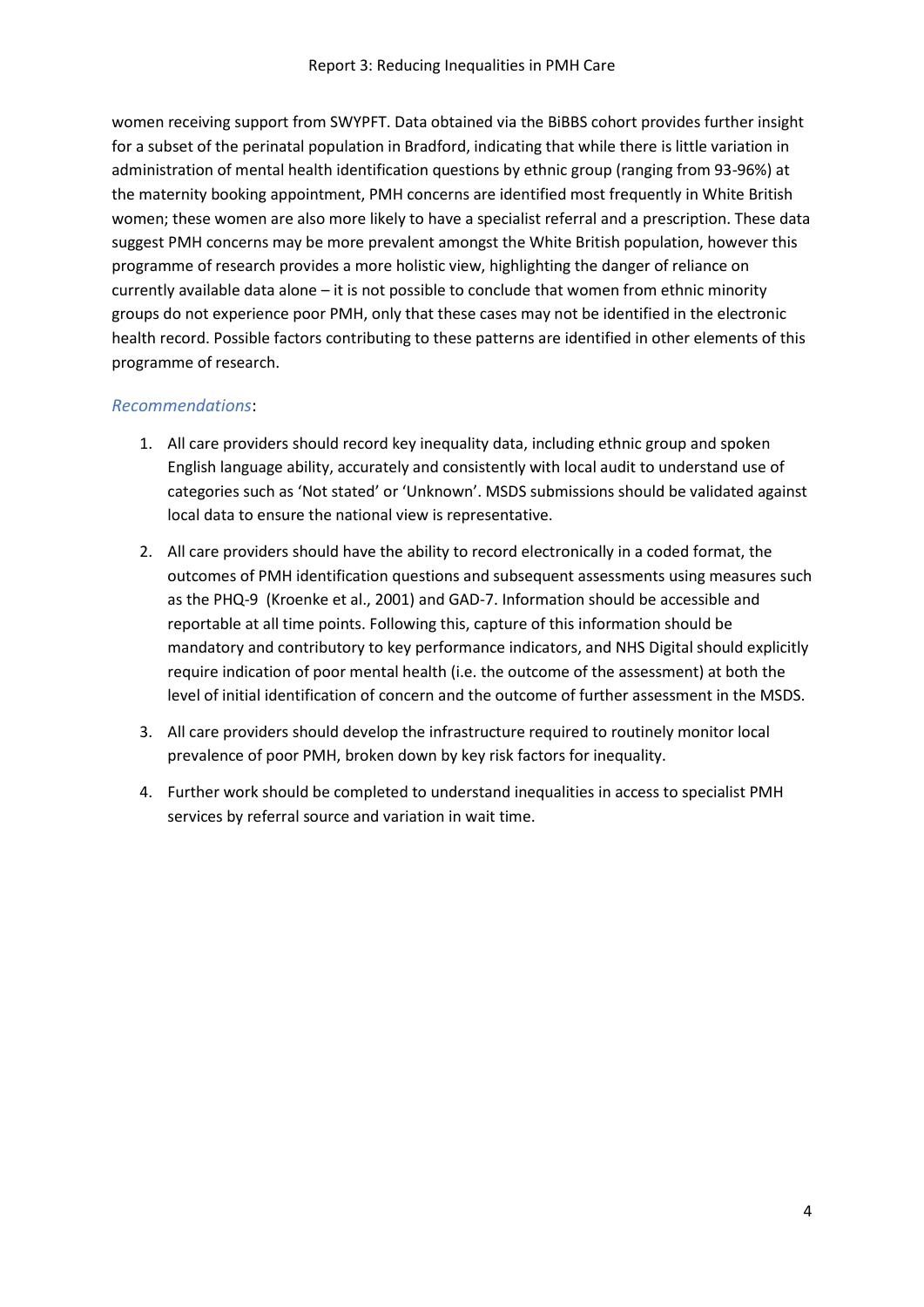women receiving support from SWYPFT. Data obtained via the BiBBS cohort provides further insight for a subset of the perinatal population in Bradford, indicating that while there is little variation in administration of mental health identification questions by ethnic group (ranging from 93-96%) at the maternity booking appointment, PMH concerns are identified most frequently in White British women; these women are also more likely to have a specialist referral and a prescription. These data suggest PMH concerns may be more prevalent amongst the White British population, however this programme of research provides a more holistic view, highlighting the danger of reliance on currently available data alone – it is not possible to conclude that women from ethnic minority groups do not experience poor PMH, only that these cases may not be identified in the electronic health record. Possible factors contributing to these patterns are identified in other elements of this programme of research.

*Recommendations*:

1. All care providers should record key inequality data, including ethnic group and spoken English language ability, accurately and consistently with local audit to understand use of categories such as 'Not stated' or 'Unknown'. MSDS submissions should be validated against local data to ensure the national view is representative.
2. All care providers should have the ability to record electronically in a coded format, the outcomes of PMH identification questions and subsequent assessments using measures such as the PHQ-9 (Kroenke et al., 2001) and GAD-7. Information should be accessible and reportable at all time points. Following this, capture of this information should be mandatory and contributory to key performance indicators, and NHS Digital should explicitly require indication of poor mental health (i.e. the outcome of the assessment) at both the level of initial identification of concern and the outcome of further assessment in the MSDS.
3. All care providers should develop the infrastructure required to routinely monitor local prevalence of poor PMH, broken down by key risk factors for inequality.
4. Further work should be completed to understand inequalities in access to specialist PMH services by referral source and variation in wait time.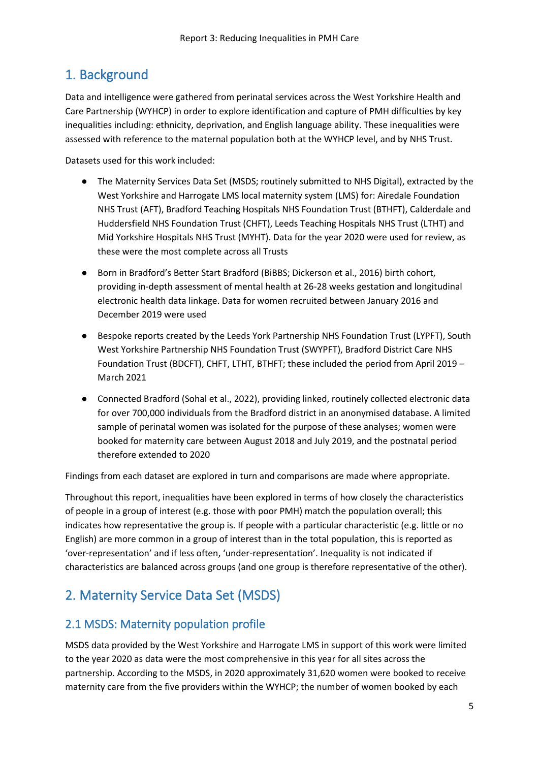# 1. Background

Data and intelligence were gathered from perinatal services across the West Yorkshire Health and Care Partnership (WYHCP) in order to explore identification and capture of PMH difficulties by key inequalities including: ethnicity, deprivation, and English language ability. These inequalities were assessed with reference to the maternal population both at the WYHCP level, and by NHS Trust.

Datasets used for this work included:

- The Maternity Services Data Set (MSDS; routinely submitted to NHS Digital), extracted by the West Yorkshire and Harrogate LMS local maternity system (LMS) for: Airedale Foundation NHS Trust (AFT), Bradford Teaching Hospitals NHS Foundation Trust (BTHFT), Calderdale and Huddersfield NHS Foundation Trust (CHFT), Leeds Teaching Hospitals NHS Trust (LTHT) and Mid Yorkshire Hospitals NHS Trust (MYHT). Data for the year 2020 were used for review, as these were the most complete across all Trusts
- Born in Bradford's Better Start Bradford (BiBBS; Dickerson et al., 2016) birth cohort, providing in-depth assessment of mental health at 26-28 weeks gestation and longitudinal electronic health data linkage. Data for women recruited between January 2016 and December 2019 were used
- Bespoke reports created by the Leeds York Partnership NHS Foundation Trust (LYPFT), South West Yorkshire Partnership NHS Foundation Trust (SWYPFT), Bradford District Care NHS Foundation Trust (BDCFT), CHFT, LTHT, BTHFT; these included the period from April 2019 – March 2021
- Connected Bradford (Sohal et al., 2022), providing linked, routinely collected electronic data for over 700,000 individuals from the Bradford district in an anonymised database. A limited sample of perinatal women was isolated for the purpose of these analyses; women were booked for maternity care between August 2018 and July 2019, and the postnatal period therefore extended to 2020

Findings from each dataset are explored in turn and comparisons are made where appropriate.

Throughout this report, inequalities have been explored in terms of how closely the characteristics of people in a group of interest (e.g. those with poor PMH) match the population overall; this indicates how representative the group is. If people with a particular characteristic (e.g. little or no English) are more common in a group of interest than in the total population, this is reported as 'over-representation' and if less often, 'under-representation'. Inequality is not indicated if characteristics are balanced across groups (and one group is therefore representative of the other).

# 2. Maternity Service Data Set (MSDS)

## 2.1 MSDS: Maternity population profile

MSDS data provided by the West Yorkshire and Harrogate LMS in support of this work were limited to the year 2020 as data were the most comprehensive in this year for all sites across the partnership. According to the MSDS, in 2020 approximately 31,620 women were booked to receive maternity care from the five providers within the WYHCP; the number of women booked by each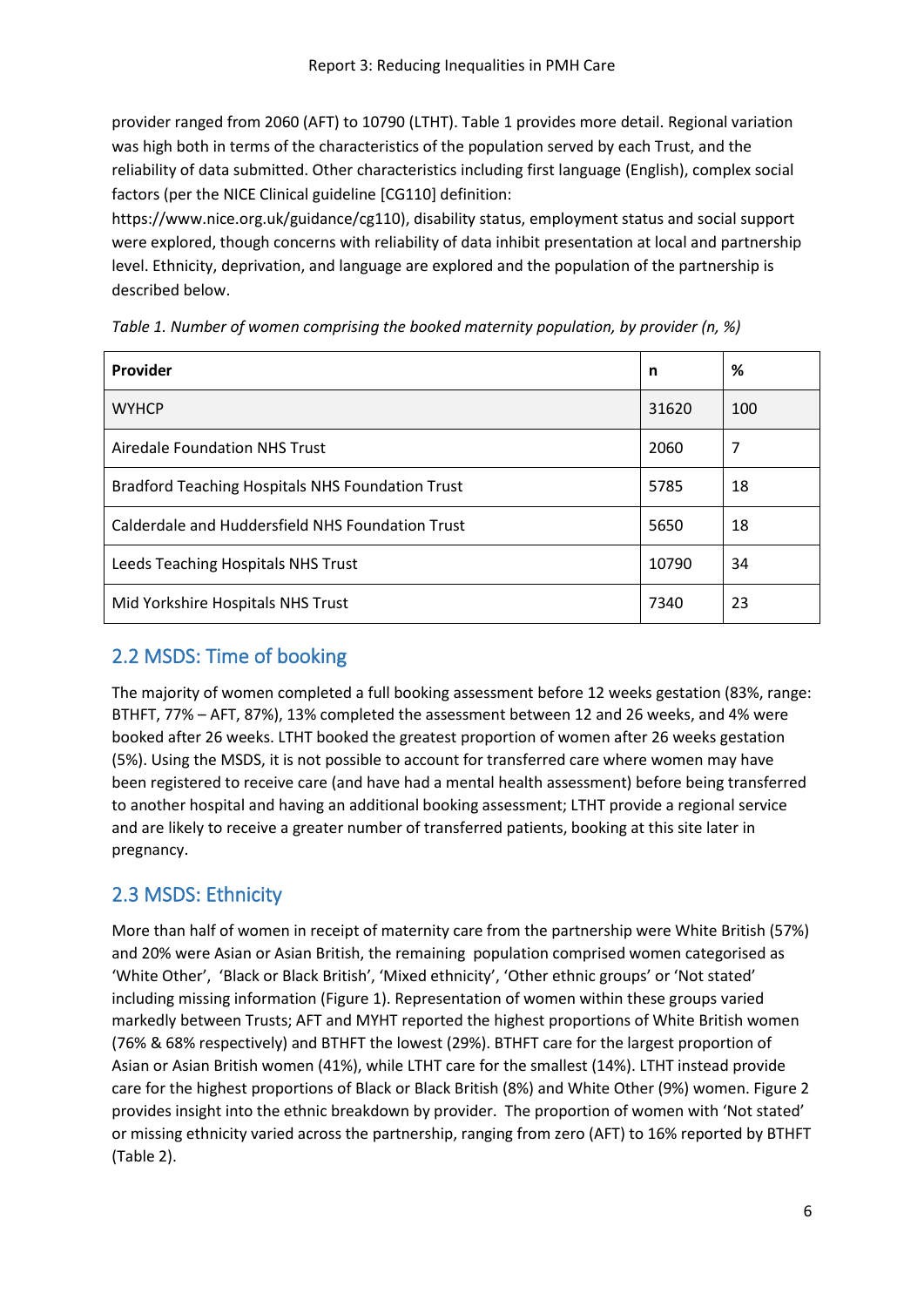provider ranged from 2060 (AFT) to 10790 (LTHT). Table 1 provides more detail. Regional variation was high both in terms of the characteristics of the population served by each Trust, and the reliability of data submitted. Other characteristics including first language (English), complex social factors (per the NICE Clinical guideline [CG110] definition: https://www.nice.org.uk/guidance/cg110), disability status, employment status and social support were explored, though concerns with reliability of data inhibit presentation at local and partnership level. Ethnicity, deprivation, and language are explored and the population of the partnership is described below.

*Table 1. Number of women comprising the booked maternity population, by provider (n, %)*

| Provider | n | % |
|---|---|---|
| WYHCP | 31620 | 100 |
| Airedale Foundation NHS Trust | 2060 | 7 |
| Bradford Teaching Hospitals NHS Foundation Trust | 5785 | 18 |
| Calderdale and Huddersfield NHS Foundation Trust | 5650 | 18 |
| Leeds Teaching Hospitals NHS Trust | 10790 | 34 |
| Mid Yorkshire Hospitals NHS Trust | 7340 | 23 |

## 2.2 MSDS: Time of booking

The majority of women completed a full booking assessment before 12 weeks gestation (83%, range: BTHFT, 77% – AFT, 87%), 13% completed the assessment between 12 and 26 weeks, and 4% were booked after 26 weeks. LTHT booked the greatest proportion of women after 26 weeks gestation (5%). Using the MSDS, it is not possible to account for transferred care where women may have been registered to receive care (and have had a mental health assessment) before being transferred to another hospital and having an additional booking assessment; LTHT provide a regional service and are likely to receive a greater number of transferred patients, booking at this site later in pregnancy.

## 2.3 MSDS: Ethnicity

More than half of women in receipt of maternity care from the partnership were White British (57%) and 20% were Asian or Asian British, the remaining population comprised women categorised as 'White Other', 'Black or Black British', 'Mixed ethnicity', 'Other ethnic groups' or 'Not stated' including missing information (Figure 1). Representation of women within these groups varied markedly between Trusts; AFT and MYHT reported the highest proportions of White British women (76% & 68% respectively) and BTHFT the lowest (29%). BTHFT care for the largest proportion of Asian or Asian British women (41%), while LTHT care for the smallest (14%). LTHT instead provide care for the highest proportions of Black or Black British (8%) and White Other (9%) women. Figure 2 provides insight into the ethnic breakdown by provider. The proportion of women with 'Not stated' or missing ethnicity varied across the partnership, ranging from zero (AFT) to 16% reported by BTHFT (Table 2).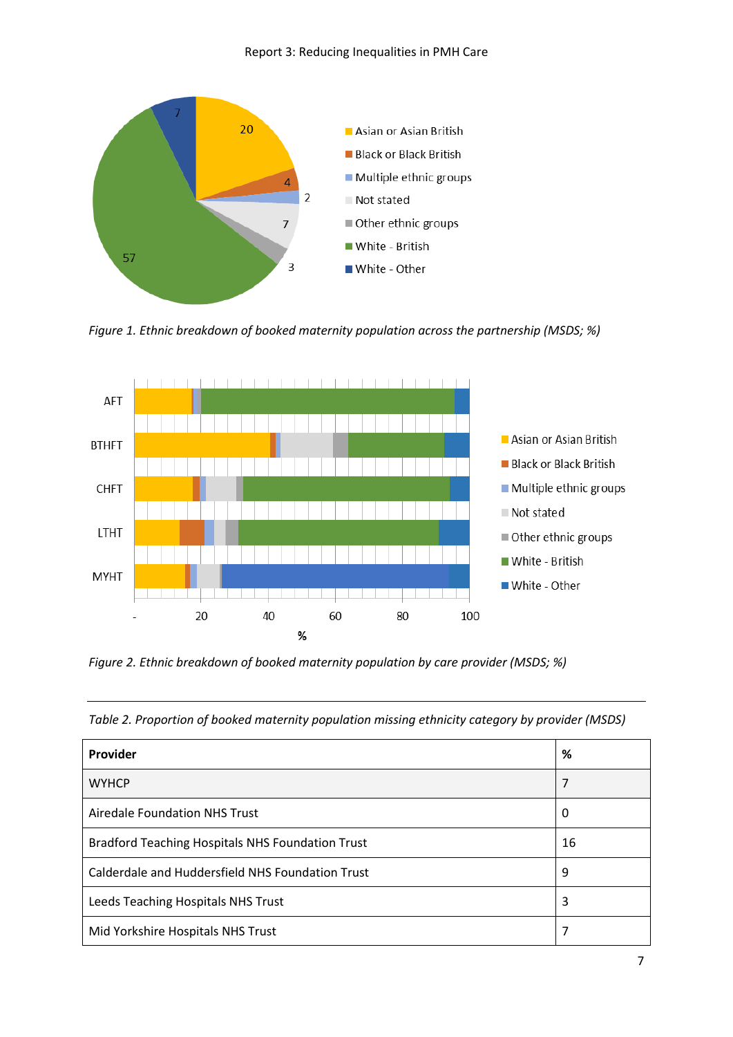Figure 1. Ethnic breakdown of booked maternity population across the partnership (MSDS; %)

Figure 2. Ethnic breakdown of booked maternity population by care provider (MSDS; %)

*Table 2. Proportion of booked maternity population missing ethnicity category by provider (MSDS)*

| Provider | % |
|---|---|
| WYHCP | 7 |
| Airedale Foundation NHS Trust | 0 |
| Bradford Teaching Hospitals NHS Foundation Trust | 16 |
| Calderdale and Huddersfield NHS Foundation Trust | 9 |
| Leeds Teaching Hospitals NHS Trust | 3 |
| Mid Yorkshire Hospitals NHS Trust | 7 |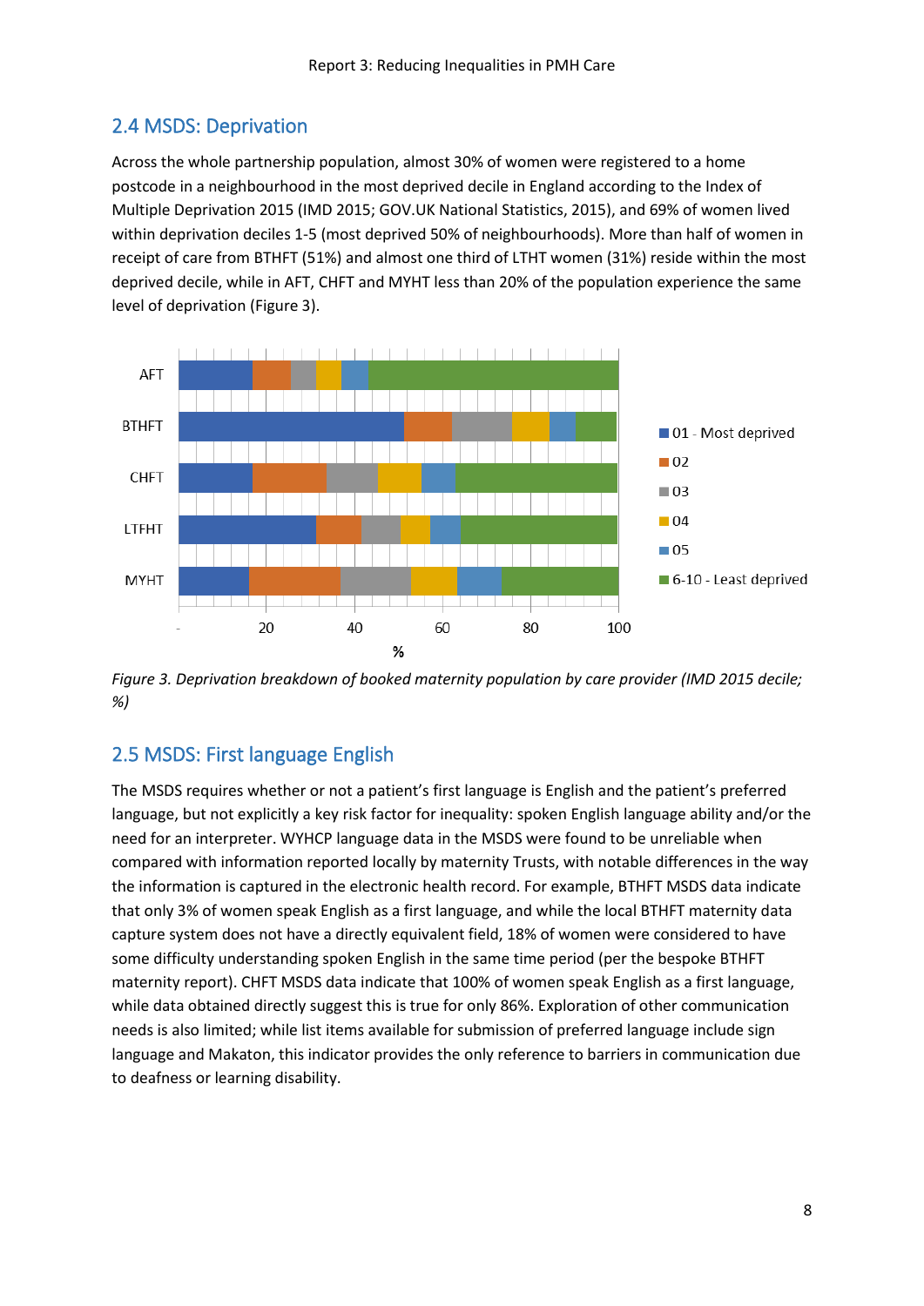## 2.4 MSDS: Deprivation

Across the whole partnership population, almost 30% of women were registered to a home postcode in a neighbourhood in the most deprived decile in England according to the Index of Multiple Deprivation 2015 (IMD 2015; GOV.UK National Statistics, 2015), and 69% of women lived within deprivation deciles 1-5 (most deprived 50% of neighbourhoods). More than half of women in receipt of care from BTHFT (51%) and almost one third of LTHT women (31%) reside within the most deprived decile, while in AFT, CHFT and MYHT less than 20% of the population experience the same level of deprivation (Figure 3).

*Figure 3. Deprivation breakdown of booked maternity population by care provider (IMD 2015 decile; %)*

## 2.5 MSDS: First language English

The MSDS requires whether or not a patient's first language is English and the patient's preferred language, but not explicitly a key risk factor for inequality: spoken English language ability and/or the need for an interpreter. WYHCP language data in the MSDS were found to be unreliable when compared with information reported locally by maternity Trusts, with notable differences in the way the information is captured in the electronic health record. For example, BTHFT MSDS data indicate that only 3% of women speak English as a first language, and while the local BTHFT maternity data capture system does not have a directly equivalent field, 18% of women were considered to have some difficulty understanding spoken English in the same time period (per the bespoke BTHFT maternity report). CHFT MSDS data indicate that 100% of women speak English as a first language, while data obtained directly suggest this is true for only 86%. Exploration of other communication needs is also limited; while list items available for submission of preferred language include sign language and Makaton, this indicator provides the only reference to barriers in communication due to deafness or learning disability.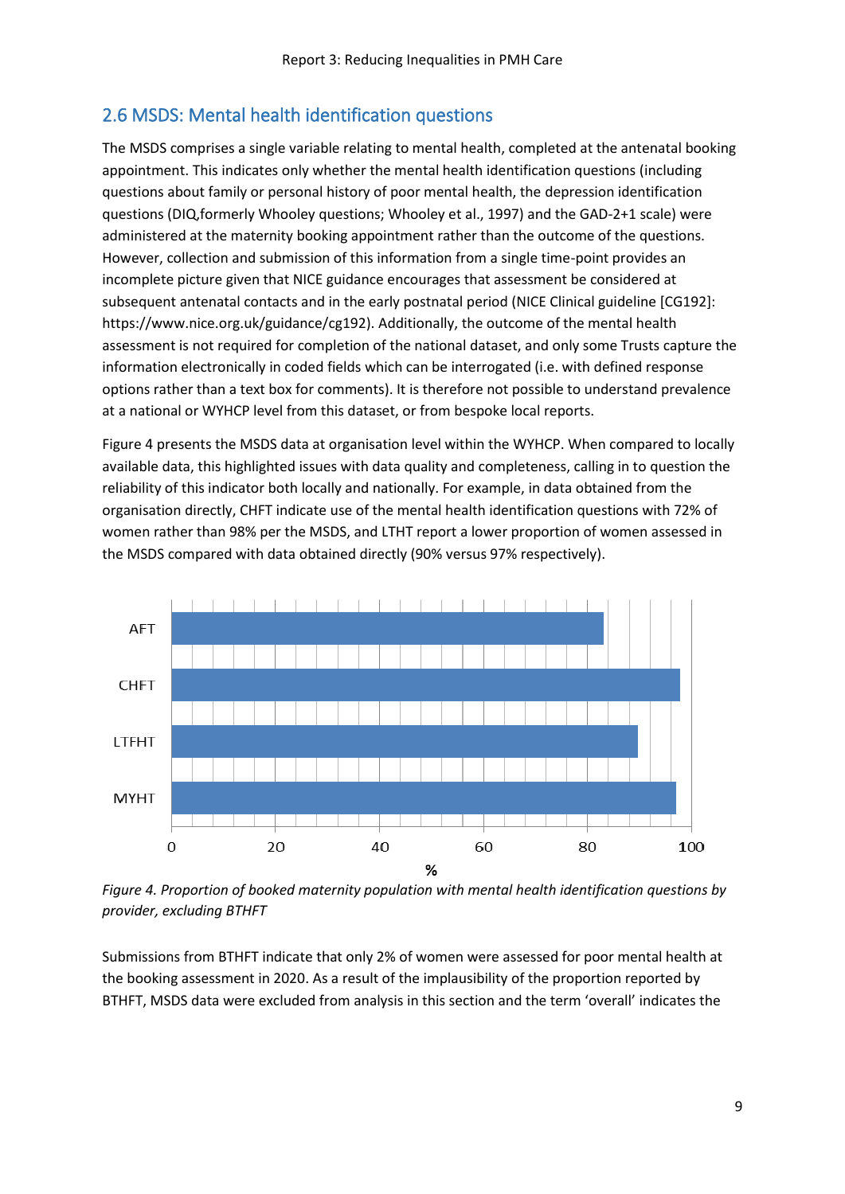## 2.6 MSDS: Mental health identification questions

The MSDS comprises a single variable relating to mental health, completed at the antenatal booking appointment. This indicates only whether the mental health identification questions (including questions about family or personal history of poor mental health, the depression identification questions (DIQ,formerly Whooley questions; Whooley et al., 1997) and the GAD-2+1 scale) were administered at the maternity booking appointment rather than the outcome of the questions. However, collection and submission of this information from a single time-point provides an incomplete picture given that NICE guidance encourages that assessment be considered at subsequent antenatal contacts and in the early postnatal period (NICE Clinical guideline [CG192]: https://www.nice.org.uk/guidance/cg192). Additionally, the outcome of the mental health assessment is not required for completion of the national dataset, and only some Trusts capture the information electronically in coded fields which can be interrogated (i.e. with defined response options rather than a text box for comments). It is therefore not possible to understand prevalence at a national or WYHCP level from this dataset, or from bespoke local reports.

Figure 4 presents the MSDS data at organisation level within the WYHCP. When compared to locally available data, this highlighted issues with data quality and completeness, calling in to question the reliability of this indicator both locally and nationally. For example, in data obtained from the organisation directly, CHFT indicate use of the mental health identification questions with 72% of women rather than 98% per the MSDS, and LTHT report a lower proportion of women assessed in the MSDS compared with data obtained directly (90% versus 97% respectively).

*Figure 4. Proportion of booked maternity population with mental health identification questions by provider, excluding BTHFT*

Submissions from BTHFT indicate that only 2% of women were assessed for poor mental health at the booking assessment in 2020. As a result of the implausibility of the proportion reported by BTHFT, MSDS data were excluded from analysis in this section and the term 'overall' indicates the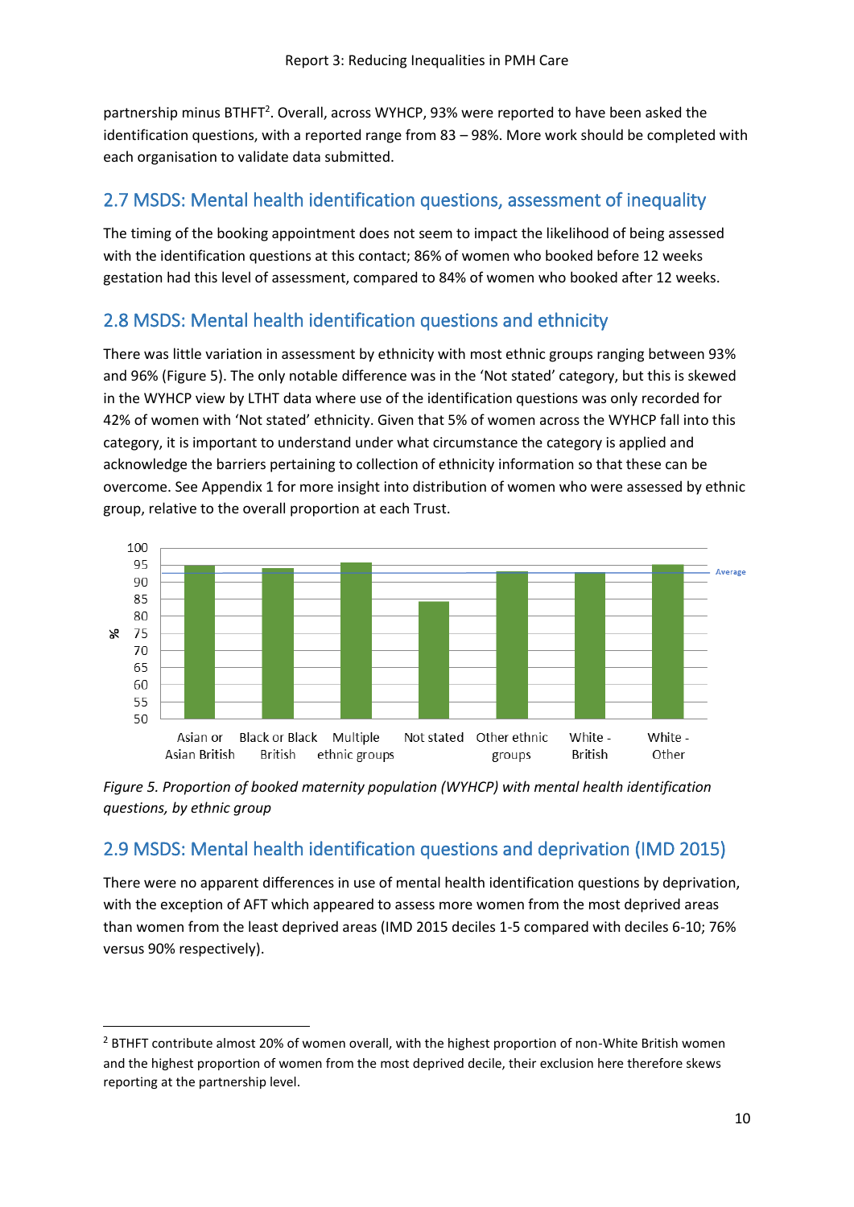partnership minus BTHFT[2]. Overall, across WYHCP, 93% were reported to have been asked the identification questions, with a reported range from 83 – 98%. More work should be completed with each organisation to validate data submitted.

## 2.7 MSDS: Mental health identification questions, assessment of inequality

The timing of the booking appointment does not seem to impact the likelihood of being assessed with the identification questions at this contact; 86% of women who booked before 12 weeks gestation had this level of assessment, compared to 84% of women who booked after 12 weeks.

## 2.8 MSDS: Mental health identification questions and ethnicity

There was little variation in assessment by ethnicity with most ethnic groups ranging between 93% and 96% (Figure 5). The only notable difference was in the 'Not stated' category, but this is skewed in the WYHCP view by LTHT data where use of the identification questions was only recorded for 42% of women with 'Not stated' ethnicity. Given that 5% of women across the WYHCP fall into this category, it is important to understand under what circumstance the category is applied and acknowledge the barriers pertaining to collection of ethnicity information so that these can be overcome. See Appendix 1 for more insight into distribution of women who were assessed by ethnic group, relative to the overall proportion at each Trust.

*Figure 5. Proportion of booked maternity population (WYHCP) with mental health identification questions, by ethnic group*

## 2.9 MSDS: Mental health identification questions and deprivation (IMD 2015)

There were no apparent differences in use of mental health identification questions by deprivation, with the exception of AFT which appeared to assess more women from the most deprived areas than women from the least deprived areas (IMD 2015 deciles 1-5 compared with deciles 6-10; 76% versus 90% respectively).

[2] BTHFT contribute almost 20% of women overall, with the highest proportion of non-White British women and the highest proportion of women from the most deprived decile, their exclusion here therefore skews reporting at the partnership level.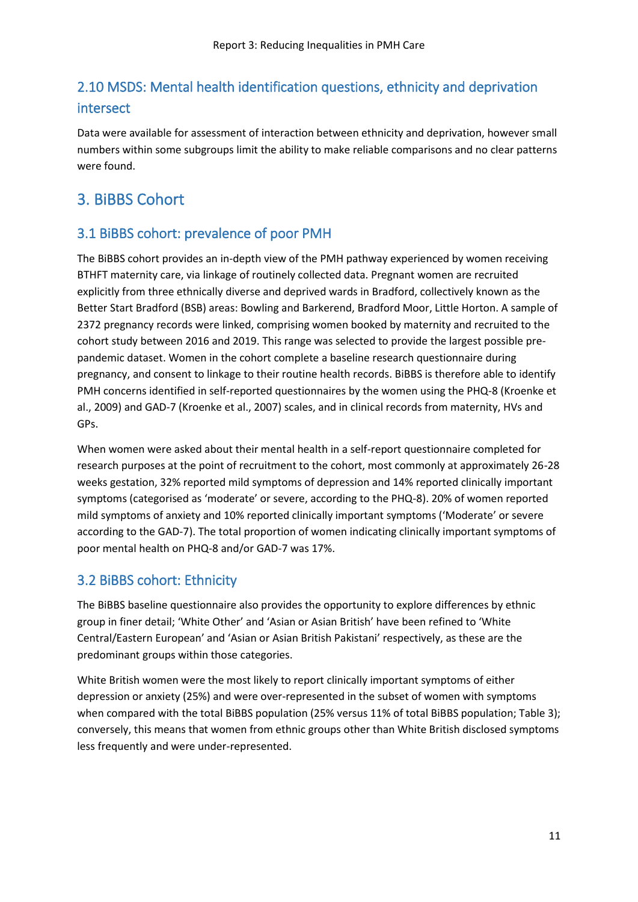## 2.10 MSDS: Mental health identification questions, ethnicity and deprivation intersect

Data were available for assessment of interaction between ethnicity and deprivation, however small numbers within some subgroups limit the ability to make reliable comparisons and no clear patterns were found.

# 3. BiBBS Cohort

## 3.1 BiBBS cohort: prevalence of poor PMH

The BiBBS cohort provides an in-depth view of the PMH pathway experienced by women receiving BTHFT maternity care, via linkage of routinely collected data. Pregnant women are recruited explicitly from three ethnically diverse and deprived wards in Bradford, collectively known as the Better Start Bradford (BSB) areas: Bowling and Barkerend, Bradford Moor, Little Horton. A sample of 2372 pregnancy records were linked, comprising women booked by maternity and recruited to the cohort study between 2016 and 2019. This range was selected to provide the largest possible pre-pandemic dataset. Women in the cohort complete a baseline research questionnaire during pregnancy, and consent to linkage to their routine health records. BiBBS is therefore able to identify PMH concerns identified in self-reported questionnaires by the women using the PHQ-8 (Kroenke et al., 2009) and GAD-7 (Kroenke et al., 2007) scales, and in clinical records from maternity, HVs and GPs.

When women were asked about their mental health in a self-report questionnaire completed for research purposes at the point of recruitment to the cohort, most commonly at approximately 26-28 weeks gestation, 32% reported mild symptoms of depression and 14% reported clinically important symptoms (categorised as 'moderate' or severe, according to the PHQ-8). 20% of women reported mild symptoms of anxiety and 10% reported clinically important symptoms ('Moderate' or severe according to the GAD-7). The total proportion of women indicating clinically important symptoms of poor mental health on PHQ-8 and/or GAD-7 was 17%.

## 3.2 BiBBS cohort: Ethnicity

The BiBBS baseline questionnaire also provides the opportunity to explore differences by ethnic group in finer detail; 'White Other' and 'Asian or Asian British' have been refined to 'White Central/Eastern European' and 'Asian or Asian British Pakistani' respectively, as these are the predominant groups within those categories.

White British women were the most likely to report clinically important symptoms of either depression or anxiety (25%) and were over-represented in the subset of women with symptoms when compared with the total BiBBS population (25% versus 11% of total BiBBS population; Table 3); conversely, this means that women from ethnic groups other than White British disclosed symptoms less frequently and were under-represented.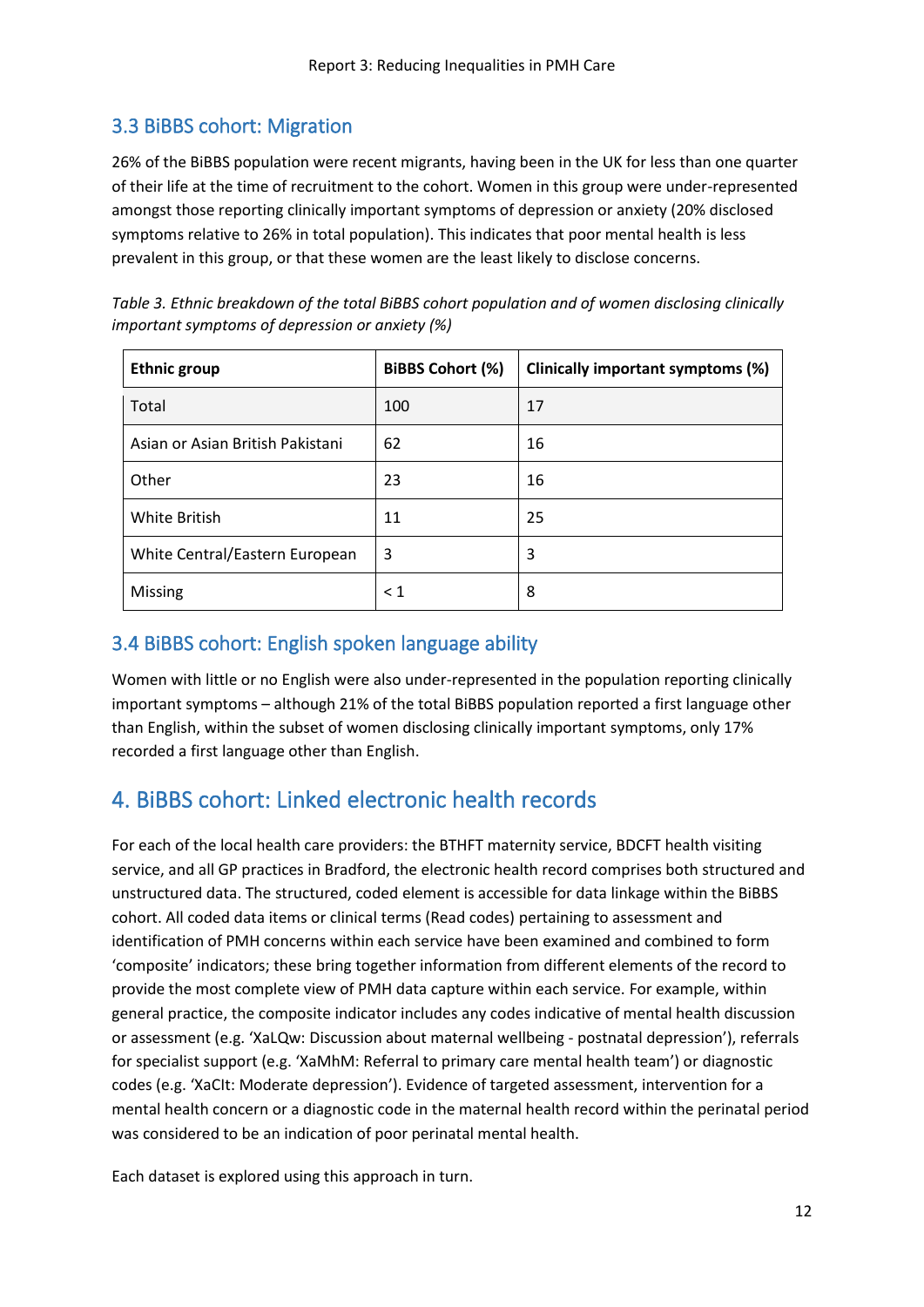## 3.3 BiBBS cohort: Migration

26% of the BiBBS population were recent migrants, having been in the UK for less than one quarter of their life at the time of recruitment to the cohort. Women in this group were under-represented amongst those reporting clinically important symptoms of depression or anxiety (20% disclosed symptoms relative to 26% in total population). This indicates that poor mental health is less prevalent in this group, or that these women are the least likely to disclose concerns.

*Table 3. Ethnic breakdown of the total BiBBS cohort population and of women disclosing clinically important symptoms of depression or anxiety (%)*

| Ethnic group | BiBBS Cohort (%) | Clinically important symptoms (%) |
|---|---|---|
| Total | 100 | 17 |
| Asian or Asian British Pakistani | 62 | 16 |
| Other | 23 | 16 |
| White British | 11 | 25 |
| White Central/Eastern European | 3 | 3 |
| Missing | < 1 | 8 |

## 3.4 BiBBS cohort: English spoken language ability

Women with little or no English were also under-represented in the population reporting clinically important symptoms – although 21% of the total BiBBS population reported a first language other than English, within the subset of women disclosing clinically important symptoms, only 17% recorded a first language other than English.

# 4. BiBBS cohort: Linked electronic health records

For each of the local health care providers: the BTHFT maternity service, BDCFT health visiting service, and all GP practices in Bradford, the electronic health record comprises both structured and unstructured data. The structured, coded element is accessible for data linkage within the BiBBS cohort. All coded data items or clinical terms (Read codes) pertaining to assessment and identification of PMH concerns within each service have been examined and combined to form 'composite' indicators; these bring together information from different elements of the record to provide the most complete view of PMH data capture within each service. For example, within general practice, the composite indicator includes any codes indicative of mental health discussion or assessment (e.g. 'XaLQw: Discussion about maternal wellbeing - postnatal depression'), referrals for specialist support (e.g. 'XaMhM: Referral to primary care mental health team') or diagnostic codes (e.g. 'XaCIt: Moderate depression'). Evidence of targeted assessment, intervention for a mental health concern or a diagnostic code in the maternal health record within the perinatal period was considered to be an indication of poor perinatal mental health.

Each dataset is explored using this approach in turn.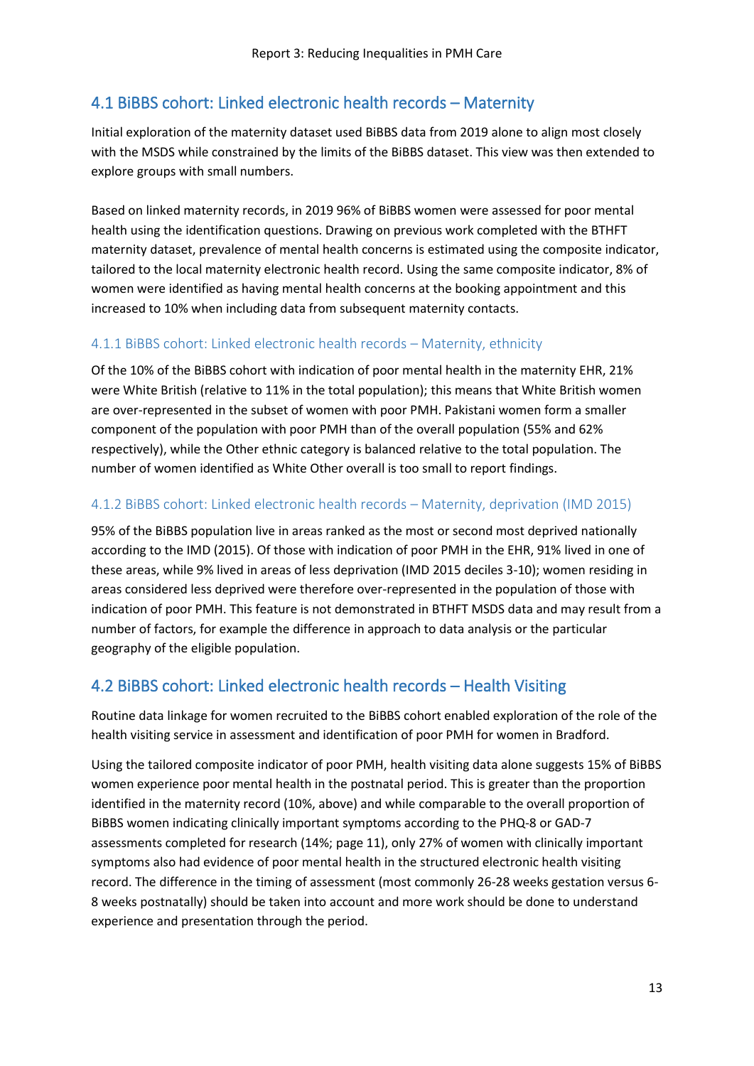## 4.1 BiBBS cohort: Linked electronic health records – Maternity

Initial exploration of the maternity dataset used BiBBS data from 2019 alone to align most closely with the MSDS while constrained by the limits of the BiBBS dataset. This view was then extended to explore groups with small numbers.

Based on linked maternity records, in 2019 96% of BiBBS women were assessed for poor mental health using the identification questions. Drawing on previous work completed with the BTHFT maternity dataset, prevalence of mental health concerns is estimated using the composite indicator, tailored to the local maternity electronic health record. Using the same composite indicator, 8% of women were identified as having mental health concerns at the booking appointment and this increased to 10% when including data from subsequent maternity contacts.

### 4.1.1 BiBBS cohort: Linked electronic health records – Maternity, ethnicity

Of the 10% of the BiBBS cohort with indication of poor mental health in the maternity EHR, 21% were White British (relative to 11% in the total population); this means that White British women are over-represented in the subset of women with poor PMH. Pakistani women form a smaller component of the population with poor PMH than of the overall population (55% and 62% respectively), while the Other ethnic category is balanced relative to the total population. The number of women identified as White Other overall is too small to report findings.

### 4.1.2 BiBBS cohort: Linked electronic health records – Maternity, deprivation (IMD 2015)

95% of the BiBBS population live in areas ranked as the most or second most deprived nationally according to the IMD (2015). Of those with indication of poor PMH in the EHR, 91% lived in one of these areas, while 9% lived in areas of less deprivation (IMD 2015 deciles 3-10); women residing in areas considered less deprived were therefore over-represented in the population of those with indication of poor PMH. This feature is not demonstrated in BTHFT MSDS data and may result from a number of factors, for example the difference in approach to data analysis or the particular geography of the eligible population.

## 4.2 BiBBS cohort: Linked electronic health records – Health Visiting

Routine data linkage for women recruited to the BiBBS cohort enabled exploration of the role of the health visiting service in assessment and identification of poor PMH for women in Bradford.

Using the tailored composite indicator of poor PMH, health visiting data alone suggests 15% of BiBBS women experience poor mental health in the postnatal period. This is greater than the proportion identified in the maternity record (10%, above) and while comparable to the overall proportion of BiBBS women indicating clinically important symptoms according to the PHQ-8 or GAD-7 assessments completed for research (14%; page 11), only 27% of women with clinically important symptoms also had evidence of poor mental health in the structured electronic health visiting record. The difference in the timing of assessment (most commonly 26-28 weeks gestation versus 6-8 weeks postnatally) should be taken into account and more work should be done to understand experience and presentation through the period.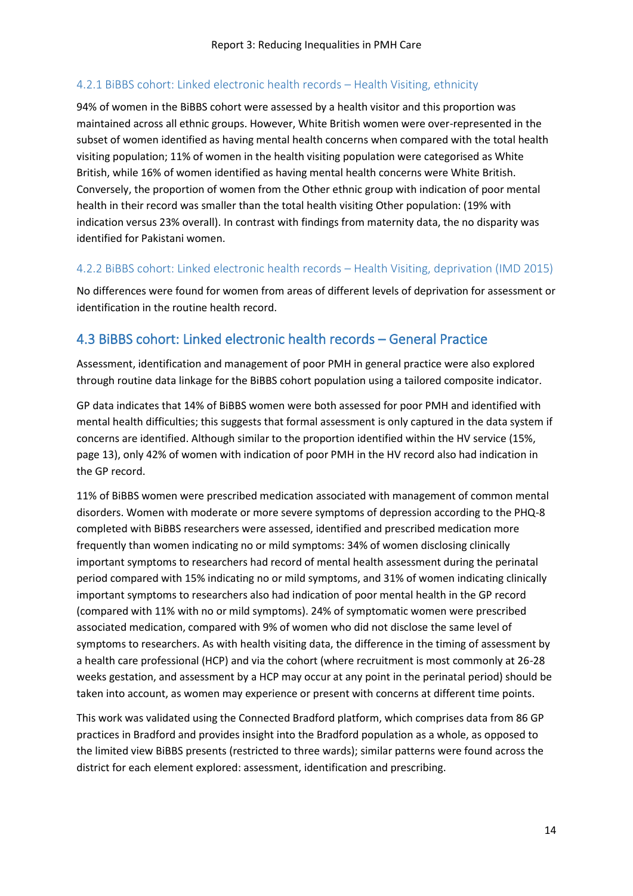#### 4.2.1 BiBBS cohort: Linked electronic health records – Health Visiting, ethnicity

94% of women in the BiBBS cohort were assessed by a health visitor and this proportion was maintained across all ethnic groups. However, White British women were over-represented in the subset of women identified as having mental health concerns when compared with the total health visiting population; 11% of women in the health visiting population were categorised as White British, while 16% of women identified as having mental health concerns were White British. Conversely, the proportion of women from the Other ethnic group with indication of poor mental health in their record was smaller than the total health visiting Other population: (19% with indication versus 23% overall). In contrast with findings from maternity data, the no disparity was identified for Pakistani women.

#### 4.2.2 BiBBS cohort: Linked electronic health records – Health Visiting, deprivation (IMD 2015)

No differences were found for women from areas of different levels of deprivation for assessment or identification in the routine health record.

### 4.3 BiBBS cohort: Linked electronic health records – General Practice

Assessment, identification and management of poor PMH in general practice were also explored through routine data linkage for the BiBBS cohort population using a tailored composite indicator.

GP data indicates that 14% of BiBBS women were both assessed for poor PMH and identified with mental health difficulties; this suggests that formal assessment is only captured in the data system if concerns are identified. Although similar to the proportion identified within the HV service (15%, page 13), only 42% of women with indication of poor PMH in the HV record also had indication in the GP record.

11% of BiBBS women were prescribed medication associated with management of common mental disorders. Women with moderate or more severe symptoms of depression according to the PHQ-8 completed with BiBBS researchers were assessed, identified and prescribed medication more frequently than women indicating no or mild symptoms: 34% of women disclosing clinically important symptoms to researchers had record of mental health assessment during the perinatal period compared with 15% indicating no or mild symptoms, and 31% of women indicating clinically important symptoms to researchers also had indication of poor mental health in the GP record (compared with 11% with no or mild symptoms). 24% of symptomatic women were prescribed associated medication, compared with 9% of women who did not disclose the same level of symptoms to researchers. As with health visiting data, the difference in the timing of assessment by a health care professional (HCP) and via the cohort (where recruitment is most commonly at 26-28 weeks gestation, and assessment by a HCP may occur at any point in the perinatal period) should be taken into account, as women may experience or present with concerns at different time points.

This work was validated using the Connected Bradford platform, which comprises data from 86 GP practices in Bradford and provides insight into the Bradford population as a whole, as opposed to the limited view BiBBS presents (restricted to three wards); similar patterns were found across the district for each element explored: assessment, identification and prescribing.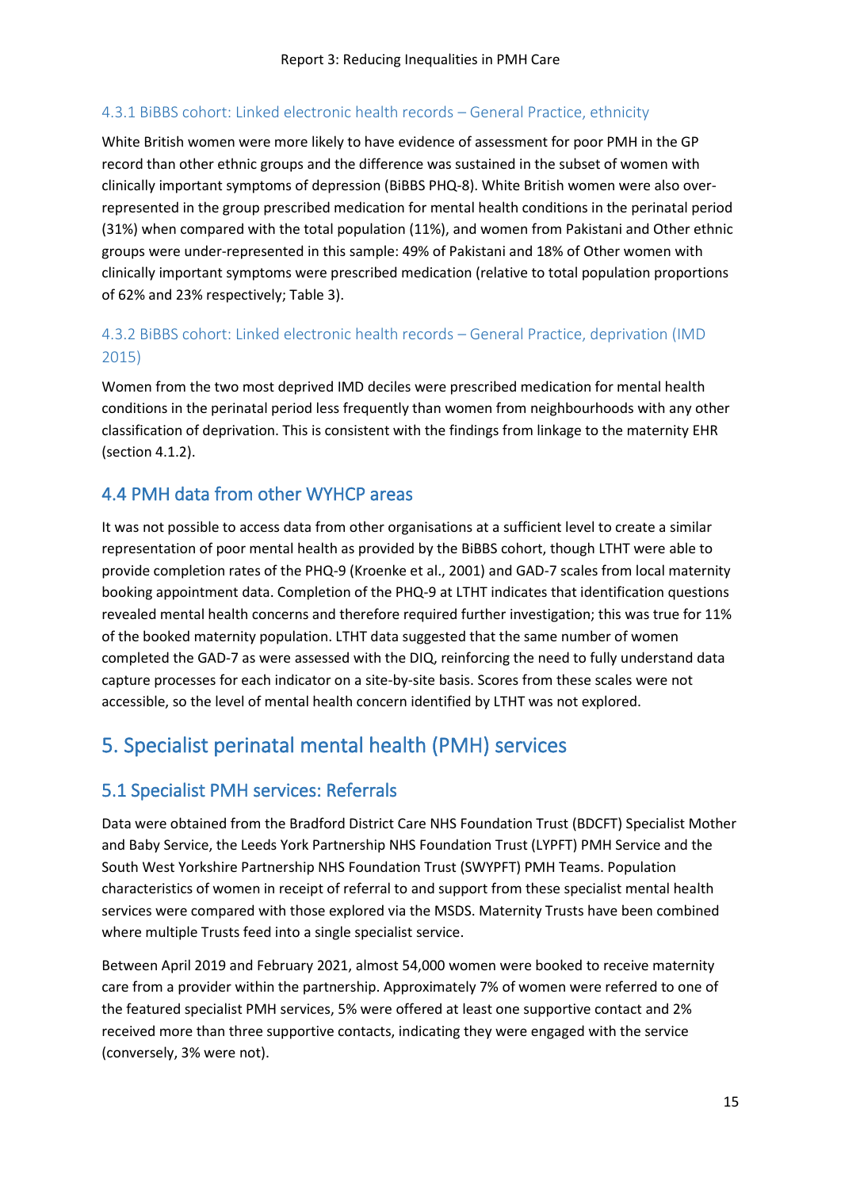#### 4.3.1 BiBBS cohort: Linked electronic health records – General Practice, ethnicity

White British women were more likely to have evidence of assessment for poor PMH in the GP record than other ethnic groups and the difference was sustained in the subset of women with clinically important symptoms of depression (BiBBS PHQ-8). White British women were also over-represented in the group prescribed medication for mental health conditions in the perinatal period (31%) when compared with the total population (11%), and women from Pakistani and Other ethnic groups were under-represented in this sample: 49% of Pakistani and 18% of Other women with clinically important symptoms were prescribed medication (relative to total population proportions of 62% and 23% respectively; Table 3).

#### 4.3.2 BiBBS cohort: Linked electronic health records – General Practice, deprivation (IMD 2015)

Women from the two most deprived IMD deciles were prescribed medication for mental health conditions in the perinatal period less frequently than women from neighbourhoods with any other classification of deprivation. This is consistent with the findings from linkage to the maternity EHR (section 4.1.2).

### 4.4 PMH data from other WYHCP areas

It was not possible to access data from other organisations at a sufficient level to create a similar representation of poor mental health as provided by the BiBBS cohort, though LTHT were able to provide completion rates of the PHQ-9 (Kroenke et al., 2001) and GAD-7 scales from local maternity booking appointment data. Completion of the PHQ-9 at LTHT indicates that identification questions revealed mental health concerns and therefore required further investigation; this was true for 11% of the booked maternity population. LTHT data suggested that the same number of women completed the GAD-7 as were assessed with the DIQ, reinforcing the need to fully understand data capture processes for each indicator on a site-by-site basis. Scores from these scales were not accessible, so the level of mental health concern identified by LTHT was not explored.

## 5. Specialist perinatal mental health (PMH) services

### 5.1 Specialist PMH services: Referrals

Data were obtained from the Bradford District Care NHS Foundation Trust (BDCFT) Specialist Mother and Baby Service, the Leeds York Partnership NHS Foundation Trust (LYPFT) PMH Service and the South West Yorkshire Partnership NHS Foundation Trust (SWYPFT) PMH Teams. Population characteristics of women in receipt of referral to and support from these specialist mental health services were compared with those explored via the MSDS. Maternity Trusts have been combined where multiple Trusts feed into a single specialist service.

Between April 2019 and February 2021, almost 54,000 women were booked to receive maternity care from a provider within the partnership. Approximately 7% of women were referred to one of the featured specialist PMH services, 5% were offered at least one supportive contact and 2% received more than three supportive contacts, indicating they were engaged with the service (conversely, 3% were not).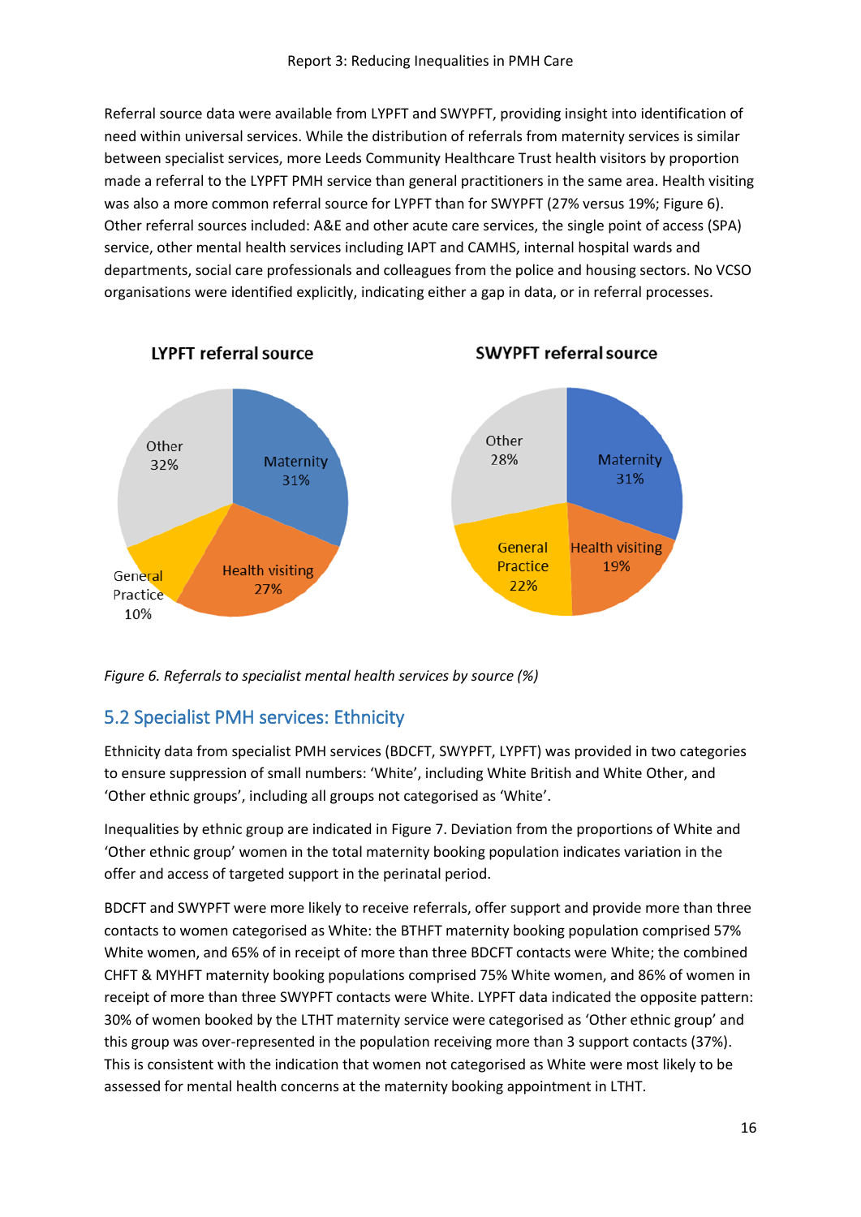Referral source data were available from LYPFT and SWYPFT, providing insight into identification of need within universal services. While the distribution of referrals from maternity services is similar between specialist services, more Leeds Community Healthcare Trust health visitors by proportion made a referral to the LYPFT PMH service than general practitioners in the same area. Health visiting was also a more common referral source for LYPFT than for SWYPFT (27% versus 19%; Figure 6). Other referral sources included: A&E and other acute care services, the single point of access (SPA) service, other mental health services including IAPT and CAMHS, internal hospital wards and departments, social care professionals and colleagues from the police and housing sectors. No VCSO organisations were identified explicitly, indicating either a gap in data, or in referral processes.

**LYPFT referral source**

| Source | % |
|---|---|
| Maternity | 31% |
| Health visiting | 27% |
| General Practice | 10% |
| Other | 32% |

**SWYPFT referral source**

| Source | % |
|---|---|
| Maternity | 31% |
| Health visiting | 19% |
| General Practice | 22% |
| Other | 28% |

*Figure 6. Referrals to specialist mental health services by source (%)*

## 5.2 Specialist PMH services: Ethnicity

Ethnicity data from specialist PMH services (BDCFT, SWYPFT, LYPFT) was provided in two categories to ensure suppression of small numbers: 'White', including White British and White Other, and 'Other ethnic groups', including all groups not categorised as 'White'.

Inequalities by ethnic group are indicated in Figure 7. Deviation from the proportions of White and 'Other ethnic group' women in the total maternity booking population indicates variation in the offer and access of targeted support in the perinatal period.

BDCFT and SWYPFT were more likely to receive referrals, offer support and provide more than three contacts to women categorised as White: the BTHFT maternity booking population comprised 57% White women, and 65% of in receipt of more than three BDCFT contacts were White; the combined CHFT & MYHFT maternity booking populations comprised 75% White women, and 86% of women in receipt of more than three SWYPFT contacts were White. LYPFT data indicated the opposite pattern: 30% of women booked by the LTHT maternity service were categorised as 'Other ethnic group' and this group was over-represented in the population receiving more than 3 support contacts (37%). This is consistent with the indication that women not categorised as White were most likely to be assessed for mental health concerns at the maternity booking appointment in LTHT.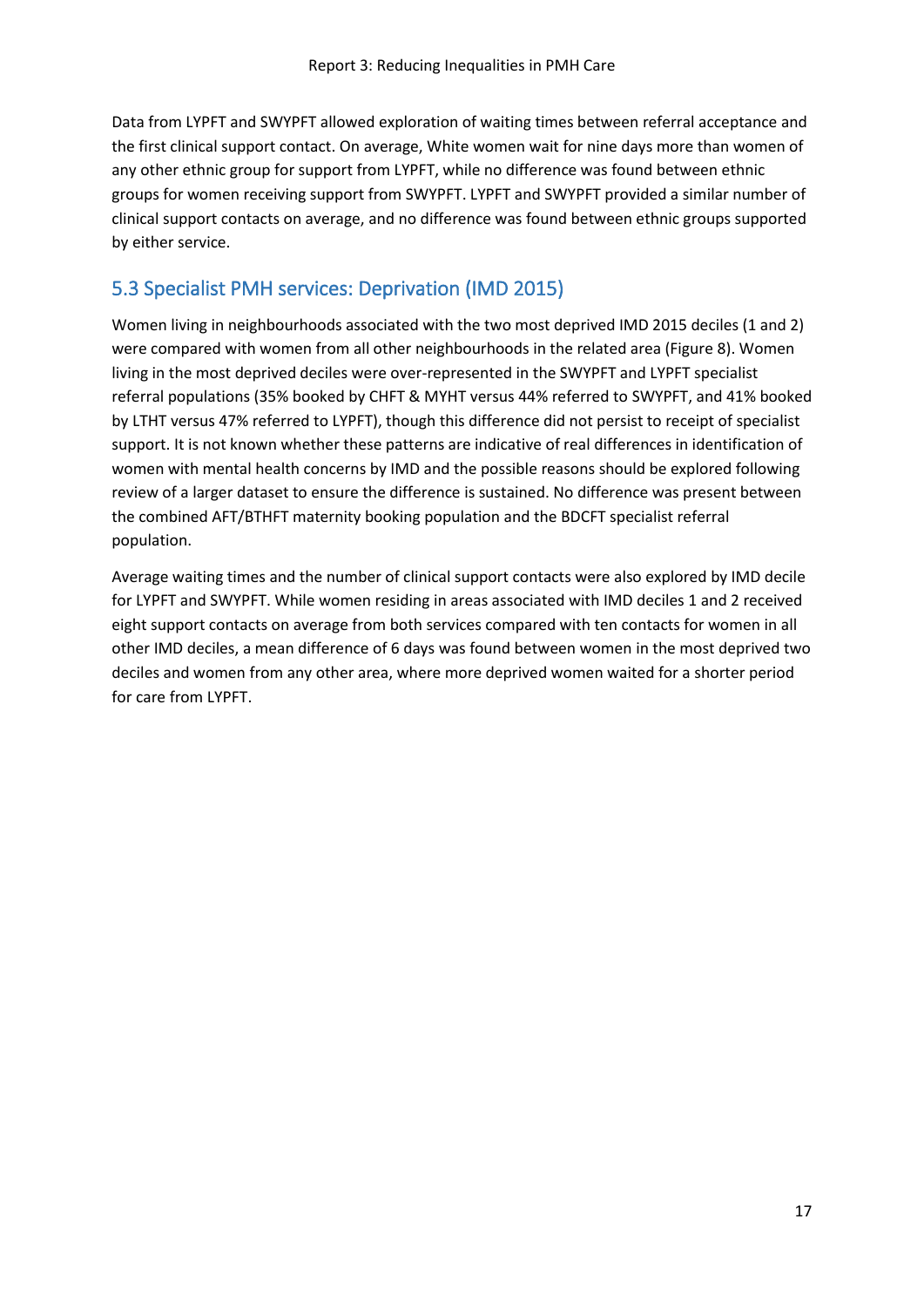Data from LYPFT and SWYPFT allowed exploration of waiting times between referral acceptance and the first clinical support contact. On average, White women wait for nine days more than women of any other ethnic group for support from LYPFT, while no difference was found between ethnic groups for women receiving support from SWYPFT. LYPFT and SWYPFT provided a similar number of clinical support contacts on average, and no difference was found between ethnic groups supported by either service.

## 5.3 Specialist PMH services: Deprivation (IMD 2015)

Women living in neighbourhoods associated with the two most deprived IMD 2015 deciles (1 and 2) were compared with women from all other neighbourhoods in the related area (Figure 8). Women living in the most deprived deciles were over-represented in the SWYPFT and LYPFT specialist referral populations (35% booked by CHFT & MYHT versus 44% referred to SWYPFT, and 41% booked by LTHT versus 47% referred to LYPFT), though this difference did not persist to receipt of specialist support. It is not known whether these patterns are indicative of real differences in identification of women with mental health concerns by IMD and the possible reasons should be explored following review of a larger dataset to ensure the difference is sustained. No difference was present between the combined AFT/BTHFT maternity booking population and the BDCFT specialist referral population.

Average waiting times and the number of clinical support contacts were also explored by IMD decile for LYPFT and SWYPFT. While women residing in areas associated with IMD deciles 1 and 2 received eight support contacts on average from both services compared with ten contacts for women in all other IMD deciles, a mean difference of 6 days was found between women in the most deprived two deciles and women from any other area, where more deprived women waited for a shorter period for care from LYPFT.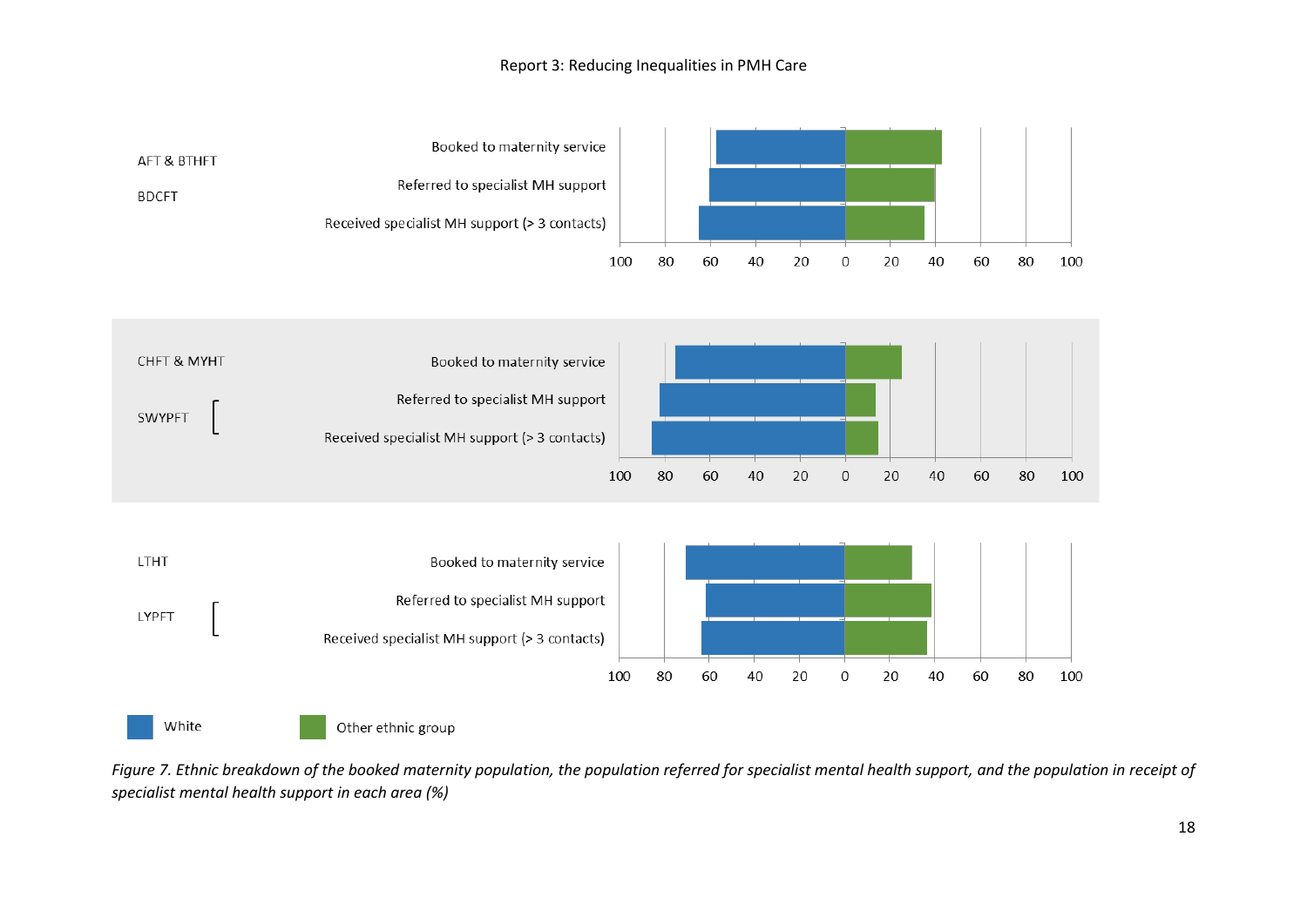AFT & BTHFT

BDCFT

| | White | Other ethnic group |
|---|---|---|
| Booked to maternity service | | |
| Referred to specialist MH support | | |
| Received specialist MH support (> 3 contacts) | | |

CHFT & MYHT

SWYPFT

| | White | Other ethnic group |
|---|---|---|
| Booked to maternity service | | |
| Referred to specialist MH support | | |
| Received specialist MH support (> 3 contacts) | | |

LTHT

LYPFT

| | White | Other ethnic group |
|---|---|---|
| Booked to maternity service | | |
| Referred to specialist MH support | | |
| Received specialist MH support (> 3 contacts) | | |

White | Other ethnic group

*Figure 7. Ethnic breakdown of the booked maternity population, the population referred for specialist mental health support, and the population in receipt of specialist mental health support in each area (%)*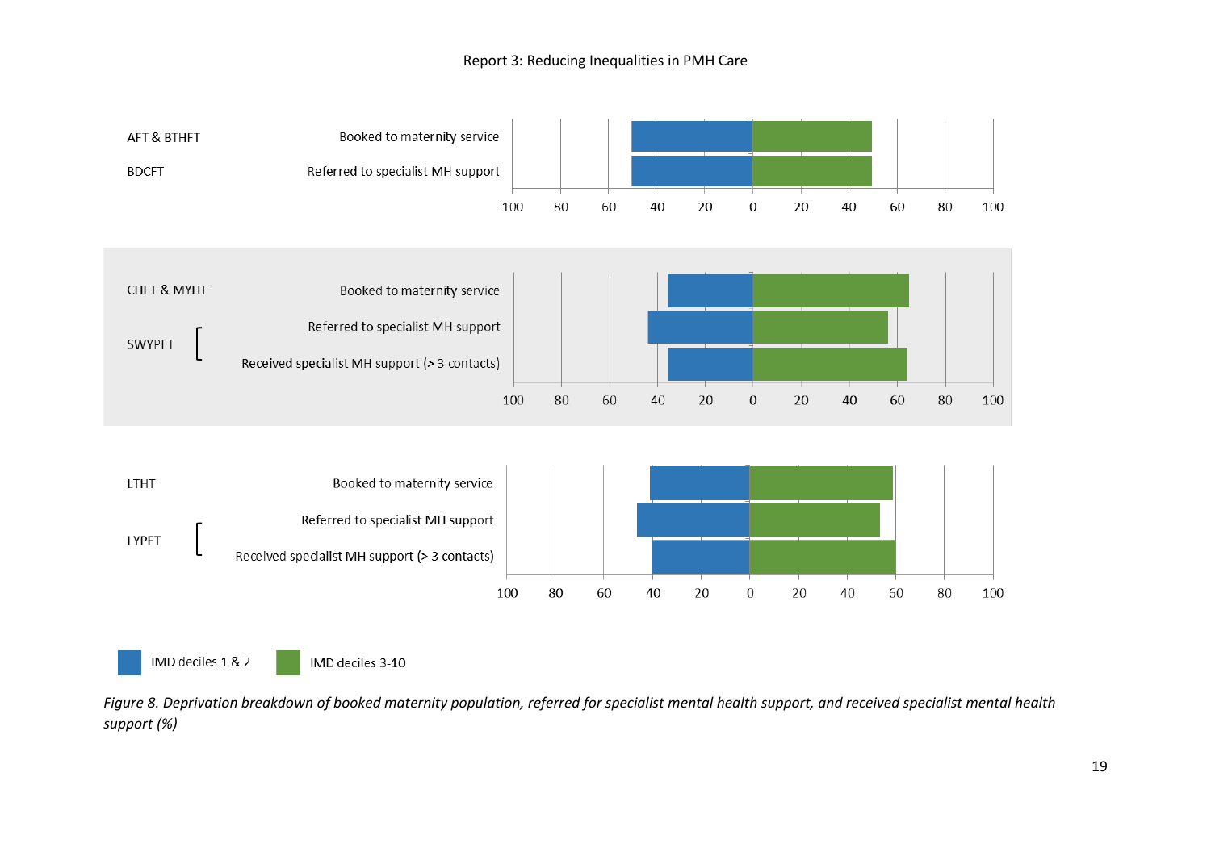Report 3: Reducing Inequalities in PMH Care

| Trust | Measure | IMD deciles 1 & 2 | IMD deciles 3-10 |
|---|---|---|---|
| AFT & BTHFT | Booked to maternity service | | |
| BDCFT | Referred to specialist MH support | | |
| CHFT & MYHT | Booked to maternity service | | |
| SWYPFT | Referred to specialist MH support | | |
| SWYPFT | Received specialist MH support (> 3 contacts) | | |
| LTHT | Booked to maternity service | | |
| LYPFT | Referred to specialist MH support | | |
| LYPFT | Received specialist MH support (> 3 contacts) | | |

*Figure 8. Deprivation breakdown of booked maternity population, referred for specialist mental health support, and received specialist mental health support (%)*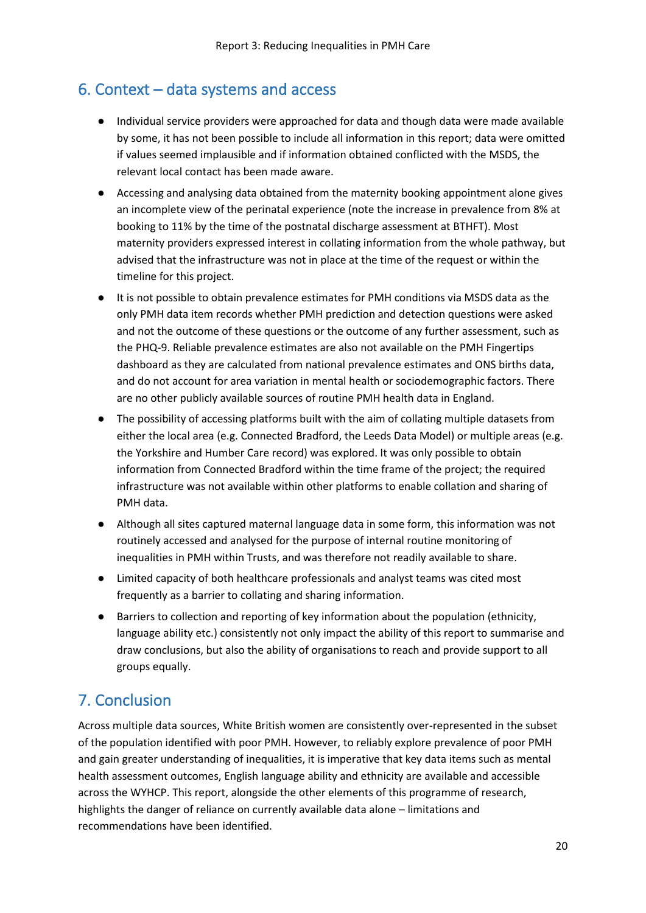## 6. Context – data systems and access

- Individual service providers were approached for data and though data were made available by some, it has not been possible to include all information in this report; data were omitted if values seemed implausible and if information obtained conflicted with the MSDS, the relevant local contact has been made aware.
- Accessing and analysing data obtained from the maternity booking appointment alone gives an incomplete view of the perinatal experience (note the increase in prevalence from 8% at booking to 11% by the time of the postnatal discharge assessment at BTHFT). Most maternity providers expressed interest in collating information from the whole pathway, but advised that the infrastructure was not in place at the time of the request or within the timeline for this project.
- It is not possible to obtain prevalence estimates for PMH conditions via MSDS data as the only PMH data item records whether PMH prediction and detection questions were asked and not the outcome of these questions or the outcome of any further assessment, such as the PHQ-9. Reliable prevalence estimates are also not available on the PMH Fingertips dashboard as they are calculated from national prevalence estimates and ONS births data, and do not account for area variation in mental health or sociodemographic factors. There are no other publicly available sources of routine PMH health data in England.
- The possibility of accessing platforms built with the aim of collating multiple datasets from either the local area (e.g. Connected Bradford, the Leeds Data Model) or multiple areas (e.g. the Yorkshire and Humber Care record) was explored. It was only possible to obtain information from Connected Bradford within the time frame of the project; the required infrastructure was not available within other platforms to enable collation and sharing of PMH data.
- Although all sites captured maternal language data in some form, this information was not routinely accessed and analysed for the purpose of internal routine monitoring of inequalities in PMH within Trusts, and was therefore not readily available to share.
- Limited capacity of both healthcare professionals and analyst teams was cited most frequently as a barrier to collating and sharing information.
- Barriers to collection and reporting of key information about the population (ethnicity, language ability etc.) consistently not only impact the ability of this report to summarise and draw conclusions, but also the ability of organisations to reach and provide support to all groups equally.

## 7. Conclusion

Across multiple data sources, White British women are consistently over-represented in the subset of the population identified with poor PMH. However, to reliably explore prevalence of poor PMH and gain greater understanding of inequalities, it is imperative that key data items such as mental health assessment outcomes, English language ability and ethnicity are available and accessible across the WYHCP. This report, alongside the other elements of this programme of research, highlights the danger of reliance on currently available data alone – limitations and recommendations have been identified.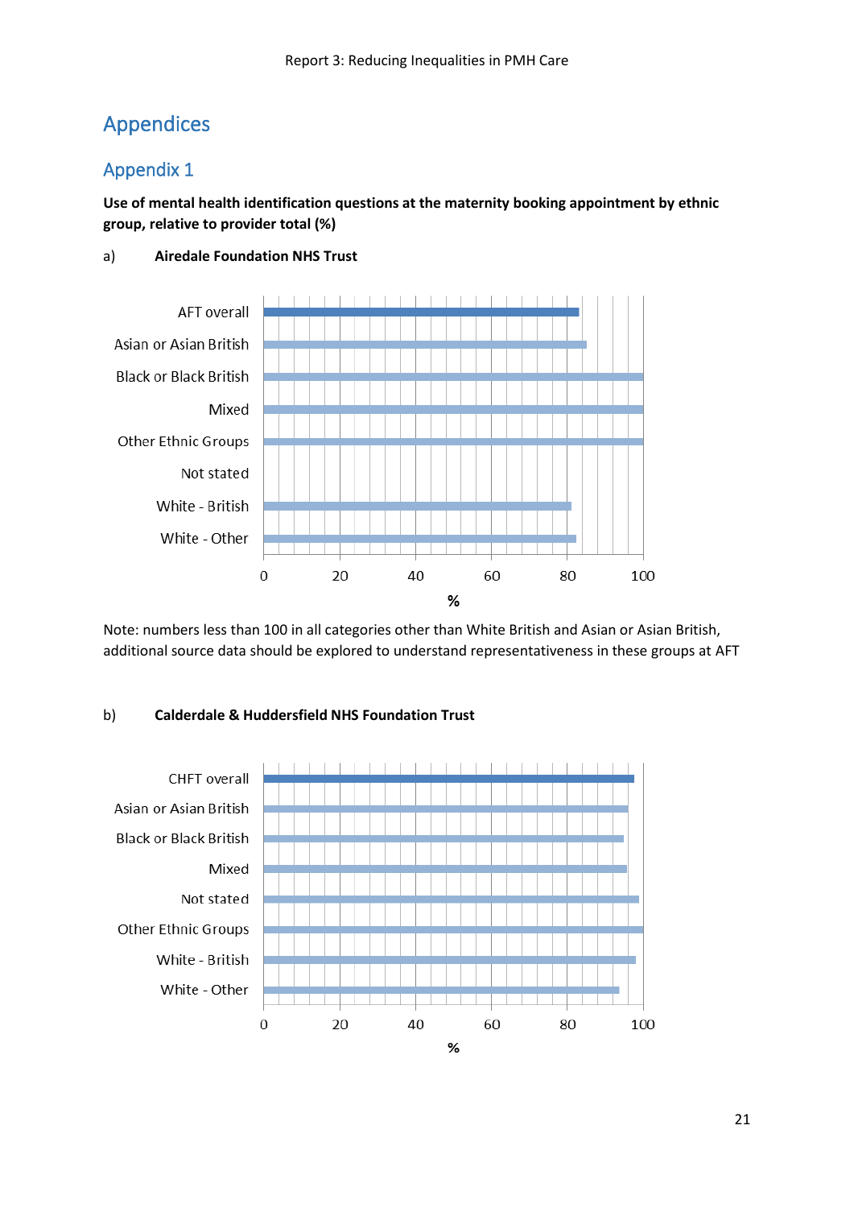# Appendices

## Appendix 1

**Use of mental health identification questions at the maternity booking appointment by ethnic group, relative to provider total (%)**

a) **Airedale Foundation NHS Trust**

Note: numbers less than 100 in all categories other than White British and Asian or Asian British, additional source data should be explored to understand representativeness in these groups at AFT

b) **Calderdale & Huddersfield NHS Foundation Trust**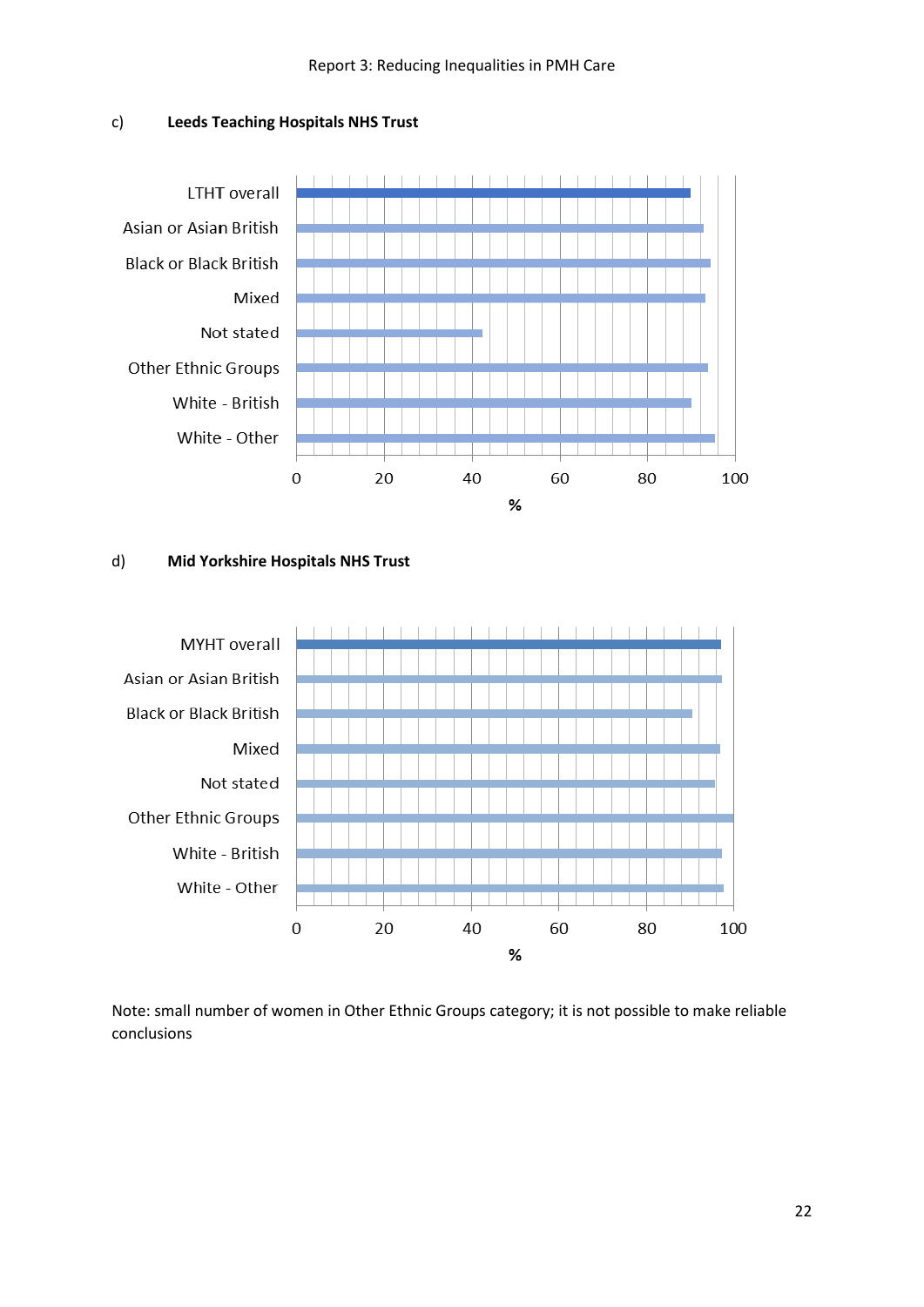c) **Leeds Teaching Hospitals NHS Trust**

d) **Mid Yorkshire Hospitals NHS Trust**

Note: small number of women in Other Ethnic Groups category; it is not possible to make reliable conclusions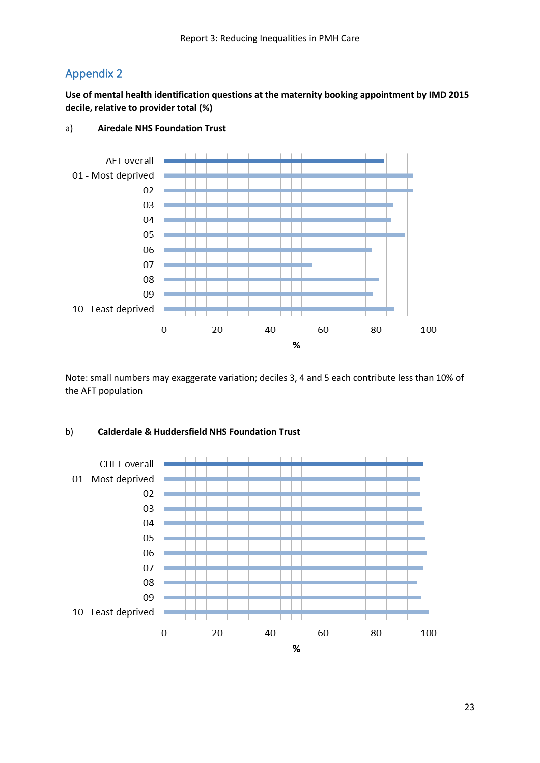## Appendix 2

**Use of mental health identification questions at the maternity booking appointment by IMD 2015 decile, relative to provider total (%)**

a) **Airedale NHS Foundation Trust**

Note: small numbers may exaggerate variation; deciles 3, 4 and 5 each contribute less than 10% of the AFT population

b) **Calderdale & Huddersfield NHS Foundation Trust**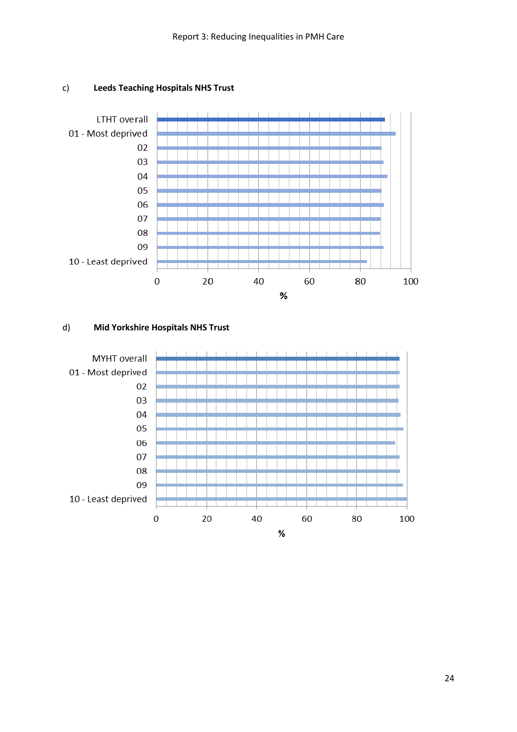c) **Leeds Teaching Hospitals NHS Trust**

LTHT overall
01 - Most deprived
02
03
04
05
06
07
08
09
10 - Least deprived

0 20 40 60 80 100

%

d) **Mid Yorkshire Hospitals NHS Trust**

MYHT overall
01 - Most deprived
02
03
04
05
06
07
08
09
10 - Least deprived

0 20 40 60 80 100

%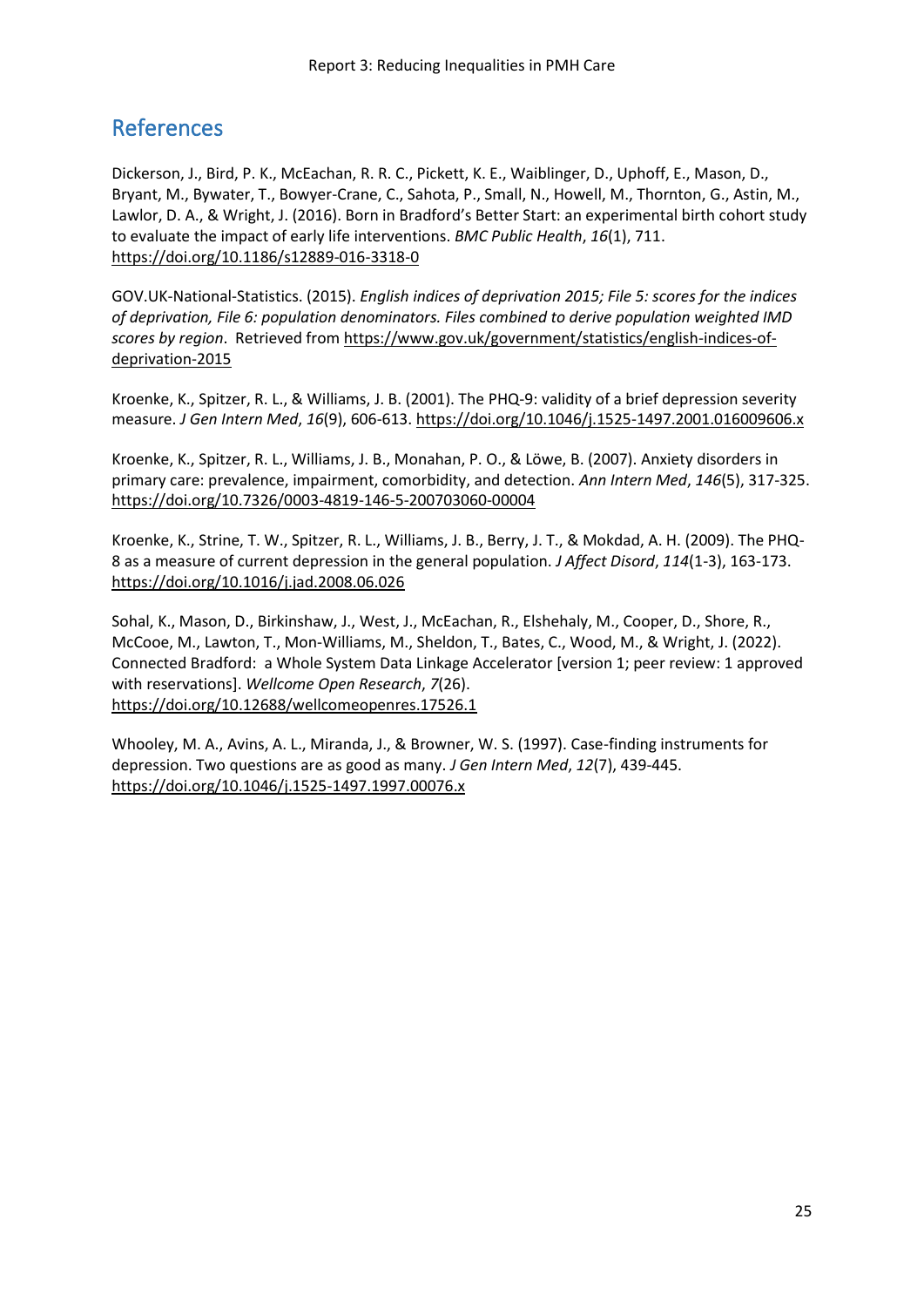# References

Dickerson, J., Bird, P. K., McEachan, R. R. C., Pickett, K. E., Waiblinger, D., Uphoff, E., Mason, D., Bryant, M., Bywater, T., Bowyer-Crane, C., Sahota, P., Small, N., Howell, M., Thornton, G., Astin, M., Lawlor, D. A., & Wright, J. (2016). Born in Bradford's Better Start: an experimental birth cohort study to evaluate the impact of early life interventions. *BMC Public Health*, *16*(1), 711. https://doi.org/10.1186/s12889-016-3318-0

GOV.UK-National-Statistics. (2015). *English indices of deprivation 2015; File 5: scores for the indices of deprivation, File 6: population denominators. Files combined to derive population weighted IMD scores by region*. Retrieved from https://www.gov.uk/government/statistics/english-indices-of-deprivation-2015

Kroenke, K., Spitzer, R. L., & Williams, J. B. (2001). The PHQ-9: validity of a brief depression severity measure. *J Gen Intern Med*, *16*(9), 606-613. https://doi.org/10.1046/j.1525-1497.2001.016009606.x

Kroenke, K., Spitzer, R. L., Williams, J. B., Monahan, P. O., & Löwe, B. (2007). Anxiety disorders in primary care: prevalence, impairment, comorbidity, and detection. *Ann Intern Med*, *146*(5), 317-325. https://doi.org/10.7326/0003-4819-146-5-200703060-00004

Kroenke, K., Strine, T. W., Spitzer, R. L., Williams, J. B., Berry, J. T., & Mokdad, A. H. (2009). The PHQ-8 as a measure of current depression in the general population. *J Affect Disord*, *114*(1-3), 163-173. https://doi.org/10.1016/j.jad.2008.06.026

Sohal, K., Mason, D., Birkinshaw, J., West, J., McEachan, R., Elshehaly, M., Cooper, D., Shore, R., McCooe, M., Lawton, T., Mon-Williams, M., Sheldon, T., Bates, C., Wood, M., & Wright, J. (2022). Connected Bradford: a Whole System Data Linkage Accelerator [version 1; peer review: 1 approved with reservations]. *Wellcome Open Research*, *7*(26). https://doi.org/10.12688/wellcomeopenres.17526.1

Whooley, M. A., Avins, A. L., Miranda, J., & Browner, W. S. (1997). Case-finding instruments for depression. Two questions are as good as many. *J Gen Intern Med*, *12*(7), 439-445. https://doi.org/10.1046/j.1525-1497.1997.00076.x